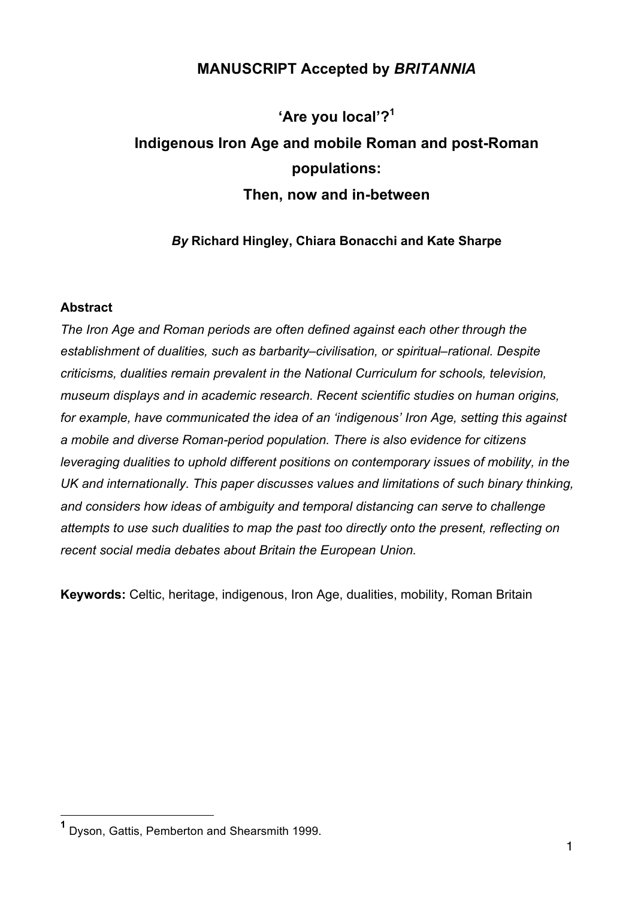**MANUSCRIPT Accepted by *BRITANNIA***

# 'Are you local'?[1]
# Indigenous Iron Age and mobile Roman and post-Roman populations:
# Then, now and in-between

***By* Richard Hingley, Chiara Bonacchi and Kate Sharpe**

**Abstract**

*The Iron Age and Roman periods are often defined against each other through the establishment of dualities, such as barbarity–civilisation, or spiritual–rational. Despite criticisms, dualities remain prevalent in the National Curriculum for schools, television, museum displays and in academic research. Recent scientific studies on human origins, for example, have communicated the idea of an 'indigenous' Iron Age, setting this against a mobile and diverse Roman-period population. There is also evidence for citizens leveraging dualities to uphold different positions on contemporary issues of mobility, in the UK and internationally. This paper discusses values and limitations of such binary thinking, and considers how ideas of ambiguity and temporal distancing can serve to challenge attempts to use such dualities to map the past too directly onto the present, reflecting on recent social media debates about Britain the European Union.*

**Keywords:** Celtic, heritage, indigenous, Iron Age, dualities, mobility, Roman Britain

---

[1] Dyson, Gattis, Pemberton and Shearsmith 1999.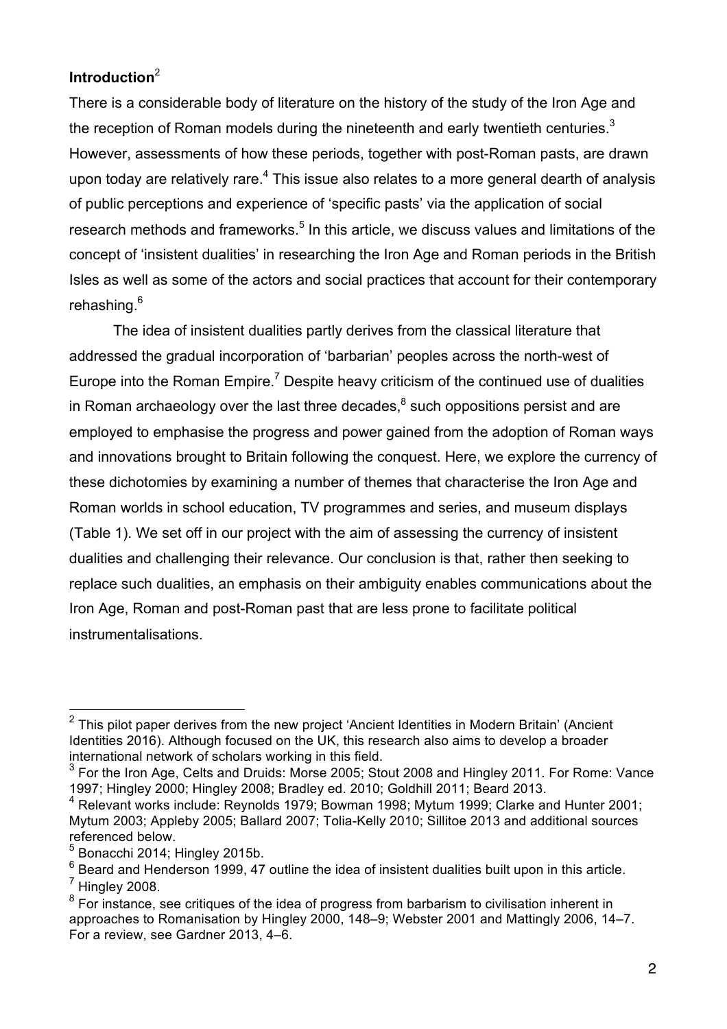## **Introduction**[2]

There is a considerable body of literature on the history of the study of the Iron Age and the reception of Roman models during the nineteenth and early twentieth centuries.[3] However, assessments of how these periods, together with post-Roman pasts, are drawn upon today are relatively rare.[4] This issue also relates to a more general dearth of analysis of public perceptions and experience of 'specific pasts' via the application of social research methods and frameworks.[5] In this article, we discuss values and limitations of the concept of 'insistent dualities' in researching the Iron Age and Roman periods in the British Isles as well as some of the actors and social practices that account for their contemporary rehashing.[6]

The idea of insistent dualities partly derives from the classical literature that addressed the gradual incorporation of 'barbarian' peoples across the north-west of Europe into the Roman Empire.[7] Despite heavy criticism of the continued use of dualities in Roman archaeology over the last three decades,[8] such oppositions persist and are employed to emphasise the progress and power gained from the adoption of Roman ways and innovations brought to Britain following the conquest. Here, we explore the currency of these dichotomies by examining a number of themes that characterise the Iron Age and Roman worlds in school education, TV programmes and series, and museum displays (Table 1). We set off in our project with the aim of assessing the currency of insistent dualities and challenging their relevance. Our conclusion is that, rather then seeking to replace such dualities, an emphasis on their ambiguity enables communications about the Iron Age, Roman and post-Roman past that are less prone to facilitate political instrumentalisations.

---

[2] This pilot paper derives from the new project 'Ancient Identities in Modern Britain' (Ancient Identities 2016). Although focused on the UK, this research also aims to develop a broader international network of scholars working in this field.

[3] For the Iron Age, Celts and Druids: Morse 2005; Stout 2008 and Hingley 2011. For Rome: Vance 1997; Hingley 2000; Hingley 2008; Bradley ed. 2010; Goldhill 2011; Beard 2013.

[4] Relevant works include: Reynolds 1979; Bowman 1998; Mytum 1999; Clarke and Hunter 2001; Mytum 2003; Appleby 2005; Ballard 2007; Tolia-Kelly 2010; Sillitoe 2013 and additional sources referenced below.

[5] Bonacchi 2014; Hingley 2015b.

[6] Beard and Henderson 1999, 47 outline the idea of insistent dualities built upon in this article.

[7] Hingley 2008.

[8] For instance, see critiques of the idea of progress from barbarism to civilisation inherent in approaches to Romanisation by Hingley 2000, 148–9; Webster 2001 and Mattingly 2006, 14–7. For a review, see Gardner 2013, 4–6.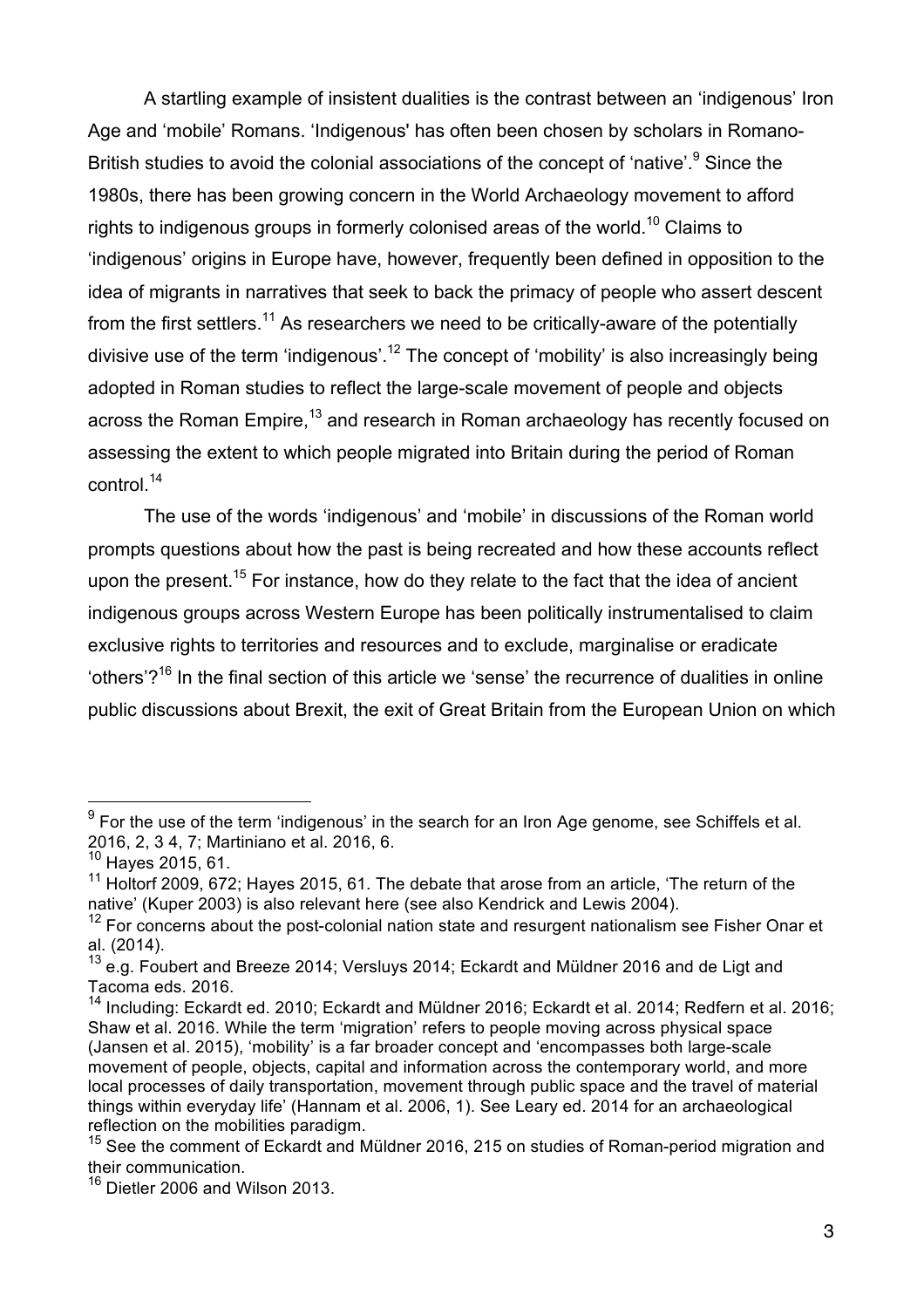A startling example of insistent dualities is the contrast between an 'indigenous' Iron Age and 'mobile' Romans. 'Indigenous' has often been chosen by scholars in Romano-British studies to avoid the colonial associations of the concept of 'native'.[9] Since the 1980s, there has been growing concern in the World Archaeology movement to afford rights to indigenous groups in formerly colonised areas of the world.[10] Claims to 'indigenous' origins in Europe have, however, frequently been defined in opposition to the idea of migrants in narratives that seek to back the primacy of people who assert descent from the first settlers.[11] As researchers we need to be critically-aware of the potentially divisive use of the term 'indigenous'.[12] The concept of 'mobility' is also increasingly being adopted in Roman studies to reflect the large-scale movement of people and objects across the Roman Empire,[13] and research in Roman archaeology has recently focused on assessing the extent to which people migrated into Britain during the period of Roman control.[14]

The use of the words 'indigenous' and 'mobile' in discussions of the Roman world prompts questions about how the past is being recreated and how these accounts reflect upon the present.[15] For instance, how do they relate to the fact that the idea of ancient indigenous groups across Western Europe has been politically instrumentalised to claim exclusive rights to territories and resources and to exclude, marginalise or eradicate 'others'?[16] In the final section of this article we 'sense' the recurrence of dualities in online public discussions about Brexit, the exit of Great Britain from the European Union on which

---

[9] For the use of the term 'indigenous' in the search for an Iron Age genome, see Schiffels et al. 2016, 2, 3 4, 7; Martiniano et al. 2016, 6.

[10] Hayes 2015, 61.

[11] Holtorf 2009, 672; Hayes 2015, 61. The debate that arose from an article, 'The return of the native' (Kuper 2003) is also relevant here (see also Kendrick and Lewis 2004).

[12] For concerns about the post-colonial nation state and resurgent nationalism see Fisher Onar et al. (2014).

[13] e.g. Foubert and Breeze 2014; Versluys 2014; Eckardt and Müldner 2016 and de Ligt and Tacoma eds. 2016.

[14] Including: Eckardt ed. 2010; Eckardt and Müldner 2016; Eckardt et al. 2014; Redfern et al. 2016; Shaw et al. 2016. While the term 'migration' refers to people moving across physical space (Jansen et al. 2015), 'mobility' is a far broader concept and 'encompasses both large-scale movement of people, objects, capital and information across the contemporary world, and more local processes of daily transportation, movement through public space and the travel of material things within everyday life' (Hannam et al. 2006, 1). See Leary ed. 2014 for an archaeological reflection on the mobilities paradigm.

[15] See the comment of Eckardt and Müldner 2016, 215 on studies of Roman-period migration and their communication.

[16] Dietler 2006 and Wilson 2013.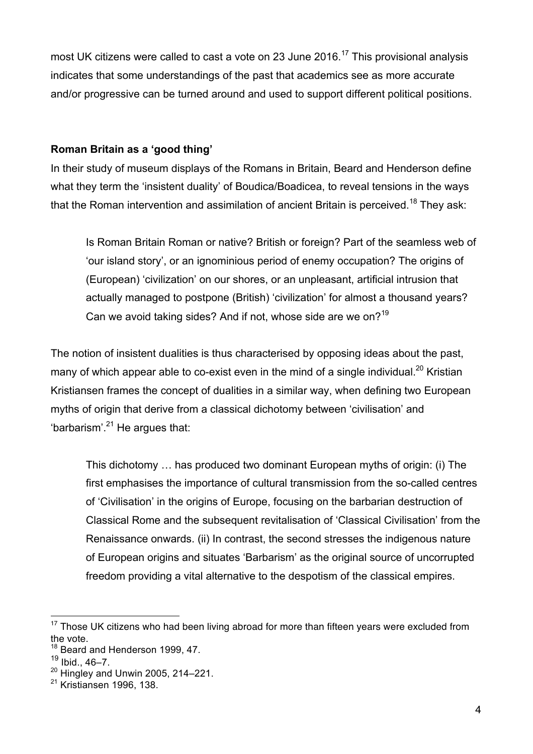most UK citizens were called to cast a vote on 23 June 2016.[17] This provisional analysis indicates that some understandings of the past that academics see as more accurate and/or progressive can be turned around and used to support different political positions.

## Roman Britain as a 'good thing'

In their study of museum displays of the Romans in Britain, Beard and Henderson define what they term the 'insistent duality' of Boudica/Boadicea, to reveal tensions in the ways that the Roman intervention and assimilation of ancient Britain is perceived.[18] They ask:

> Is Roman Britain Roman or native? British or foreign? Part of the seamless web of 'our island story', or an ignominious period of enemy occupation? The origins of (European) 'civilization' on our shores, or an unpleasant, artificial intrusion that actually managed to postpone (British) 'civilization' for almost a thousand years? Can we avoid taking sides? And if not, whose side are we on?[19]

The notion of insistent dualities is thus characterised by opposing ideas about the past, many of which appear able to co-exist even in the mind of a single individual.[20] Kristian Kristiansen frames the concept of dualities in a similar way, when defining two European myths of origin that derive from a classical dichotomy between 'civilisation' and 'barbarism'.[21] He argues that:

> This dichotomy … has produced two dominant European myths of origin: (i) The first emphasises the importance of cultural transmission from the so-called centres of 'Civilisation' in the origins of Europe, focusing on the barbarian destruction of Classical Rome and the subsequent revitalisation of 'Classical Civilisation' from the Renaissance onwards. (ii) In contrast, the second stresses the indigenous nature of European origins and situates 'Barbarism' as the original source of uncorrupted freedom providing a vital alternative to the despotism of the classical empires.

---

[17] Those UK citizens who had been living abroad for more than fifteen years were excluded from the vote.

[18] Beard and Henderson 1999, 47.

[19] Ibid., 46–7.

[20] Hingley and Unwin 2005, 214–221.

[21] Kristiansen 1996, 138.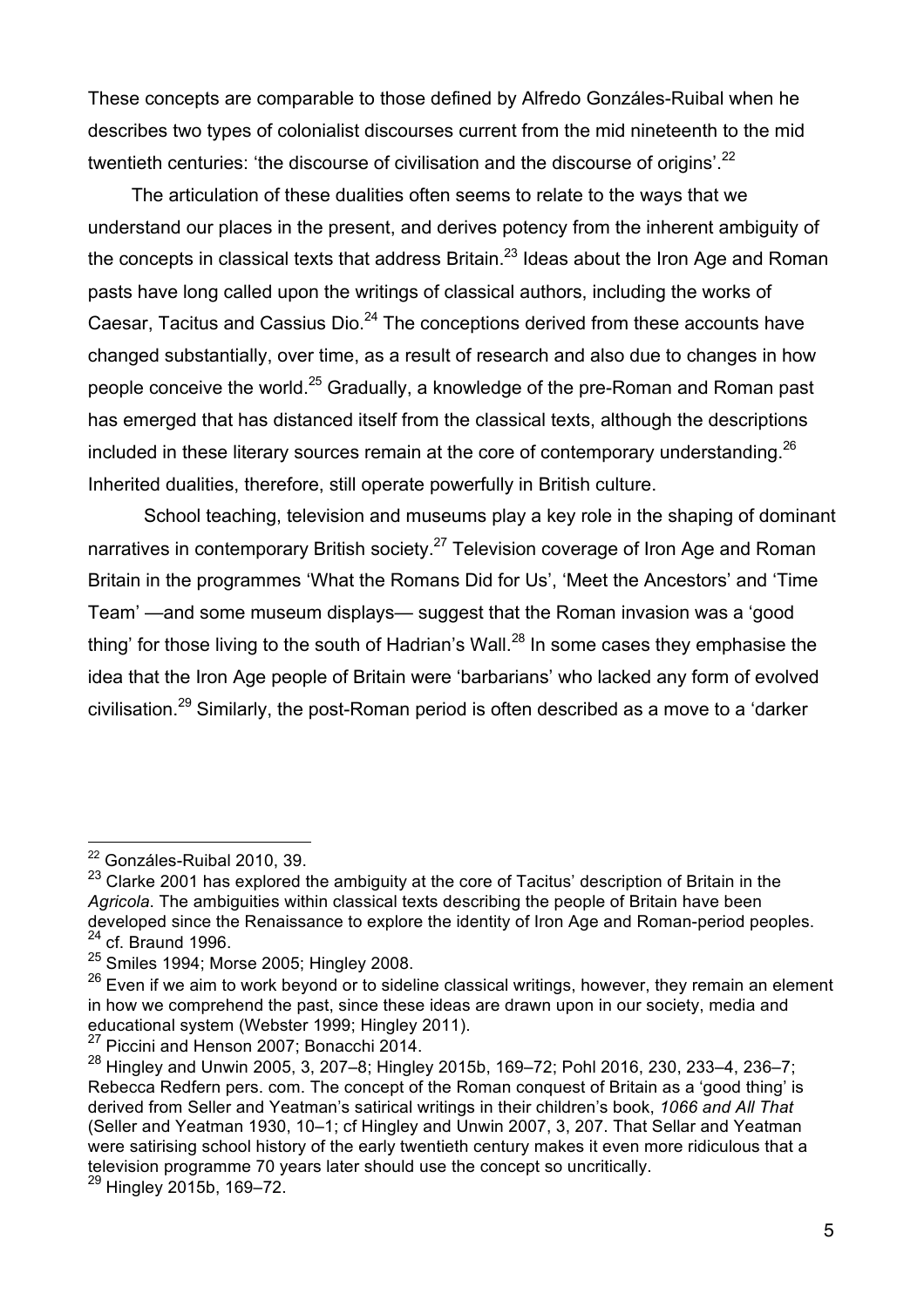These concepts are comparable to those defined by Alfredo Gonzáles-Ruibal when he describes two types of colonialist discourses current from the mid nineteenth to the mid twentieth centuries: 'the discourse of civilisation and the discourse of origins'.[22]

The articulation of these dualities often seems to relate to the ways that we understand our places in the present, and derives potency from the inherent ambiguity of the concepts in classical texts that address Britain.[23] Ideas about the Iron Age and Roman pasts have long called upon the writings of classical authors, including the works of Caesar, Tacitus and Cassius Dio.[24] The conceptions derived from these accounts have changed substantially, over time, as a result of research and also due to changes in how people conceive the world.[25] Gradually, a knowledge of the pre-Roman and Roman past has emerged that has distanced itself from the classical texts, although the descriptions included in these literary sources remain at the core of contemporary understanding.[26] Inherited dualities, therefore, still operate powerfully in British culture.

School teaching, television and museums play a key role in the shaping of dominant narratives in contemporary British society.[27] Television coverage of Iron Age and Roman Britain in the programmes 'What the Romans Did for Us', 'Meet the Ancestors' and 'Time Team' —and some museum displays— suggest that the Roman invasion was a 'good thing' for those living to the south of Hadrian's Wall.[28] In some cases they emphasise the idea that the Iron Age people of Britain were 'barbarians' who lacked any form of evolved civilisation.[29] Similarly, the post-Roman period is often described as a move to a 'darker

---

[22] Gonzáles-Ruibal 2010, 39.

[23] Clarke 2001 has explored the ambiguity at the core of Tacitus' description of Britain in the *Agricola*. The ambiguities within classical texts describing the people of Britain have been developed since the Renaissance to explore the identity of Iron Age and Roman-period peoples.

[24] cf. Braund 1996.

[25] Smiles 1994; Morse 2005; Hingley 2008.

[26] Even if we aim to work beyond or to sideline classical writings, however, they remain an element in how we comprehend the past, since these ideas are drawn upon in our society, media and educational system (Webster 1999; Hingley 2011).

[27] Piccini and Henson 2007; Bonacchi 2014.

[28] Hingley and Unwin 2005, 3, 207–8; Hingley 2015b, 169–72; Pohl 2016, 230, 233–4, 236–7; Rebecca Redfern pers. com. The concept of the Roman conquest of Britain as a 'good thing' is derived from Seller and Yeatman's satirical writings in their children's book, *1066 and All That* (Seller and Yeatman 1930, 10–1; cf Hingley and Unwin 2007, 3, 207. That Sellar and Yeatman were satirising school history of the early twentieth century makes it even more ridiculous that a television programme 70 years later should use the concept so uncritically.

[29] Hingley 2015b, 169–72.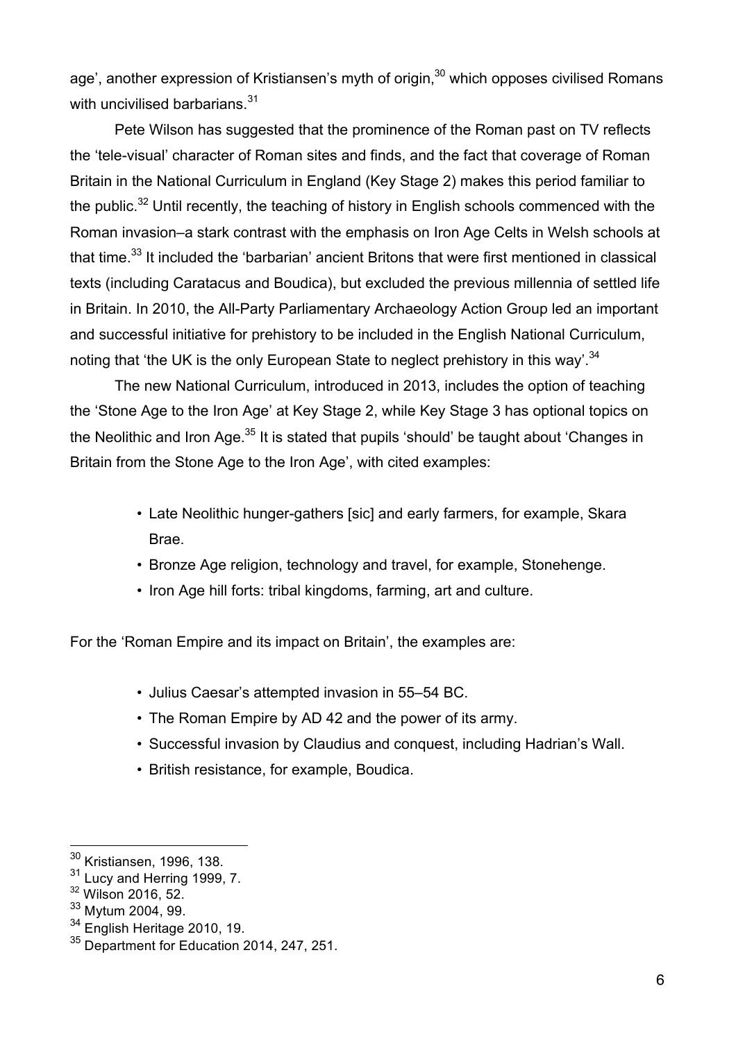age', another expression of Kristiansen's myth of origin,[30] which opposes civilised Romans with uncivilised barbarians.[31]

Pete Wilson has suggested that the prominence of the Roman past on TV reflects the 'tele-visual' character of Roman sites and finds, and the fact that coverage of Roman Britain in the National Curriculum in England (Key Stage 2) makes this period familiar to the public.[32] Until recently, the teaching of history in English schools commenced with the Roman invasion–a stark contrast with the emphasis on Iron Age Celts in Welsh schools at that time.[33] It included the 'barbarian' ancient Britons that were first mentioned in classical texts (including Caratacus and Boudica), but excluded the previous millennia of settled life in Britain. In 2010, the All-Party Parliamentary Archaeology Action Group led an important and successful initiative for prehistory to be included in the English National Curriculum, noting that 'the UK is the only European State to neglect prehistory in this way'.[34]

The new National Curriculum, introduced in 2013, includes the option of teaching the 'Stone Age to the Iron Age' at Key Stage 2, while Key Stage 3 has optional topics on the Neolithic and Iron Age.[35] It is stated that pupils 'should' be taught about 'Changes in Britain from the Stone Age to the Iron Age', with cited examples:

- Late Neolithic hunger-gathers [sic] and early farmers, for example, Skara Brae.
- Bronze Age religion, technology and travel, for example, Stonehenge.
- Iron Age hill forts: tribal kingdoms, farming, art and culture.

For the 'Roman Empire and its impact on Britain', the examples are:

- Julius Caesar's attempted invasion in 55–54 BC.
- The Roman Empire by AD 42 and the power of its army.
- Successful invasion by Claudius and conquest, including Hadrian's Wall.
- British resistance, for example, Boudica.

---

[30] Kristiansen, 1996, 138.
[31] Lucy and Herring 1999, 7.
[32] Wilson 2016, 52.
[33] Mytum 2004, 99.
[34] English Heritage 2010, 19.
[35] Department for Education 2014, 247, 251.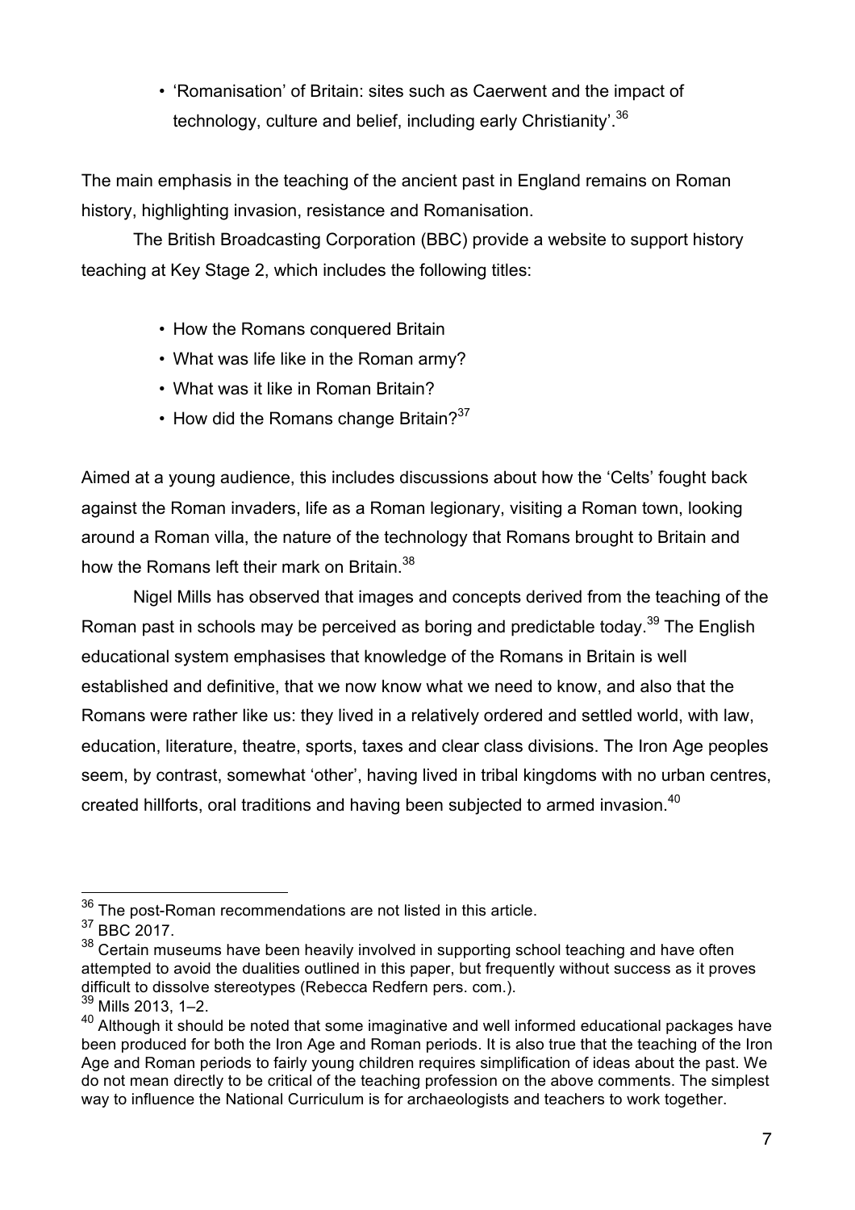- 'Romanisation' of Britain: sites such as Caerwent and the impact of technology, culture and belief, including early Christianity'.[36]

The main emphasis in the teaching of the ancient past in England remains on Roman history, highlighting invasion, resistance and Romanisation.

The British Broadcasting Corporation (BBC) provide a website to support history teaching at Key Stage 2, which includes the following titles:

- How the Romans conquered Britain
- What was life like in the Roman army?
- What was it like in Roman Britain?
- How did the Romans change Britain?[37]

Aimed at a young audience, this includes discussions about how the 'Celts' fought back against the Roman invaders, life as a Roman legionary, visiting a Roman town, looking around a Roman villa, the nature of the technology that Romans brought to Britain and how the Romans left their mark on Britain.[38]

Nigel Mills has observed that images and concepts derived from the teaching of the Roman past in schools may be perceived as boring and predictable today.[39] The English educational system emphasises that knowledge of the Romans in Britain is well established and definitive, that we now know what we need to know, and also that the Romans were rather like us: they lived in a relatively ordered and settled world, with law, education, literature, theatre, sports, taxes and clear class divisions. The Iron Age peoples seem, by contrast, somewhat 'other', having lived in tribal kingdoms with no urban centres, created hillforts, oral traditions and having been subjected to armed invasion.[40]

---

[36] The post-Roman recommendations are not listed in this article.

[37] BBC 2017.

[38] Certain museums have been heavily involved in supporting school teaching and have often attempted to avoid the dualities outlined in this paper, but frequently without success as it proves difficult to dissolve stereotypes (Rebecca Redfern pers. com.).

[39] Mills 2013, 1–2.

[40] Although it should be noted that some imaginative and well informed educational packages have been produced for both the Iron Age and Roman periods. It is also true that the teaching of the Iron Age and Roman periods to fairly young children requires simplification of ideas about the past. We do not mean directly to be critical of the teaching profession on the above comments. The simplest way to influence the National Curriculum is for archaeologists and teachers to work together.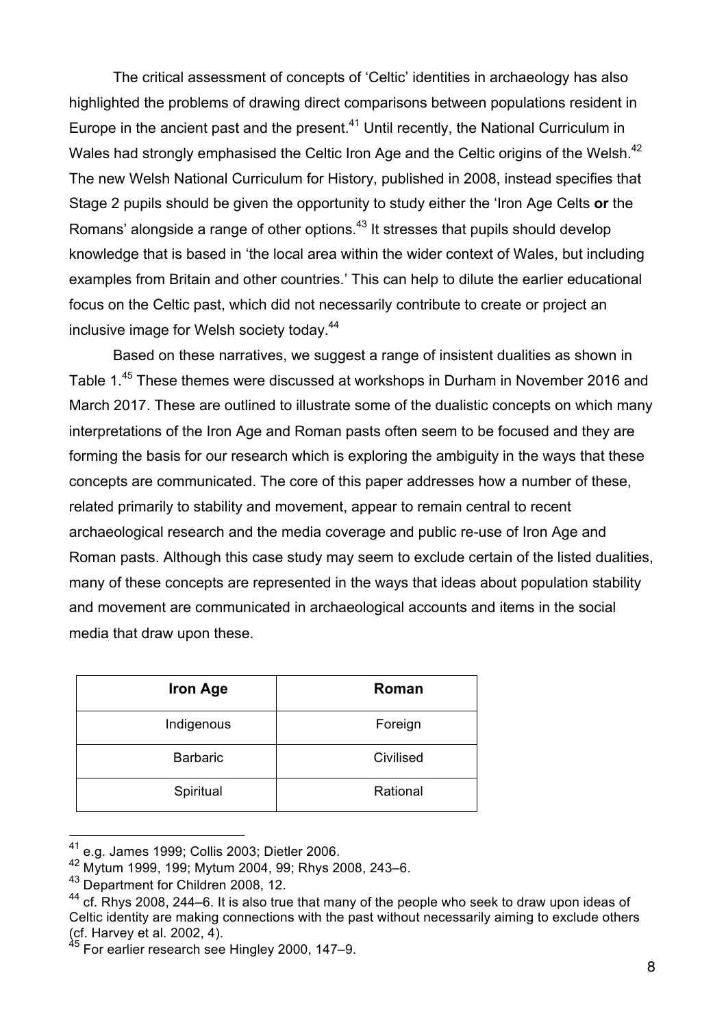The critical assessment of concepts of 'Celtic' identities in archaeology has also highlighted the problems of drawing direct comparisons between populations resident in Europe in the ancient past and the present.[41] Until recently, the National Curriculum in Wales had strongly emphasised the Celtic Iron Age and the Celtic origins of the Welsh.[42] The new Welsh National Curriculum for History, published in 2008, instead specifies that Stage 2 pupils should be given the opportunity to study either the 'Iron Age Celts **or** the Romans' alongside a range of other options.[43] It stresses that pupils should develop knowledge that is based in 'the local area within the wider context of Wales, but including examples from Britain and other countries.' This can help to dilute the earlier educational focus on the Celtic past, which did not necessarily contribute to create or project an inclusive image for Welsh society today.[44]

Based on these narratives, we suggest a range of insistent dualities as shown in Table 1.[45] These themes were discussed at workshops in Durham in November 2016 and March 2017. These are outlined to illustrate some of the dualistic concepts on which many interpretations of the Iron Age and Roman pasts often seem to be focused and they are forming the basis for our research which is exploring the ambiguity in the ways that these concepts are communicated. The core of this paper addresses how a number of these, related primarily to stability and movement, appear to remain central to recent archaeological research and the media coverage and public re-use of Iron Age and Roman pasts. Although this case study may seem to exclude certain of the listed dualities, many of these concepts are represented in the ways that ideas about population stability and movement are communicated in archaeological accounts and items in the social media that draw upon these.

| **Iron Age** | **Roman** |
|---|---|
| Indigenous | Foreign |
| Barbaric | Civilised |
| Spiritual | Rational |

[41] e.g. James 1999; Collis 2003; Dietler 2006.

[42] Mytum 1999, 199; Mytum 2004, 99; Rhys 2008, 243–6.

[43] Department for Children 2008, 12.

[44] cf. Rhys 2008, 244–6. It is also true that many of the people who seek to draw upon ideas of Celtic identity are making connections with the past without necessarily aiming to exclude others (cf. Harvey et al. 2002, 4).

[45] For earlier research see Hingley 2000, 147–9.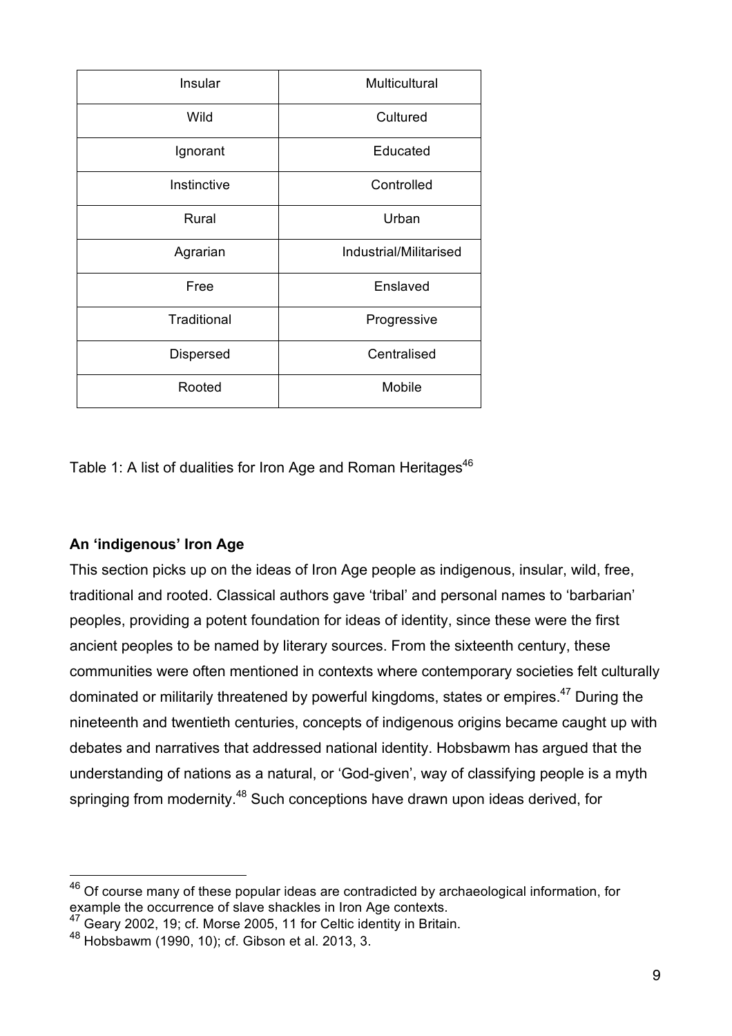| Insular | Multicultural |
|---|---|
| Wild | Cultured |
| Ignorant | Educated |
| Instinctive | Controlled |
| Rural | Urban |
| Agrarian | Industrial/Militarised |
| Free | Enslaved |
| Traditional | Progressive |
| Dispersed | Centralised |
| Rooted | Mobile |

Table 1: A list of dualities for Iron Age and Roman Heritages[46]

**An 'indigenous' Iron Age**

This section picks up on the ideas of Iron Age people as indigenous, insular, wild, free, traditional and rooted. Classical authors gave 'tribal' and personal names to 'barbarian' peoples, providing a potent foundation for ideas of identity, since these were the first ancient peoples to be named by literary sources. From the sixteenth century, these communities were often mentioned in contexts where contemporary societies felt culturally dominated or militarily threatened by powerful kingdoms, states or empires.[47] During the nineteenth and twentieth centuries, concepts of indigenous origins became caught up with debates and narratives that addressed national identity. Hobsbawm has argued that the understanding of nations as a natural, or 'God-given', way of classifying people is a myth springing from modernity.[48] Such conceptions have drawn upon ideas derived, for

[46] Of course many of these popular ideas are contradicted by archaeological information, for example the occurrence of slave shackles in Iron Age contexts.

[47] Geary 2002, 19; cf. Morse 2005, 11 for Celtic identity in Britain.

[48] Hobsbawm (1990, 10); cf. Gibson et al. 2013, 3.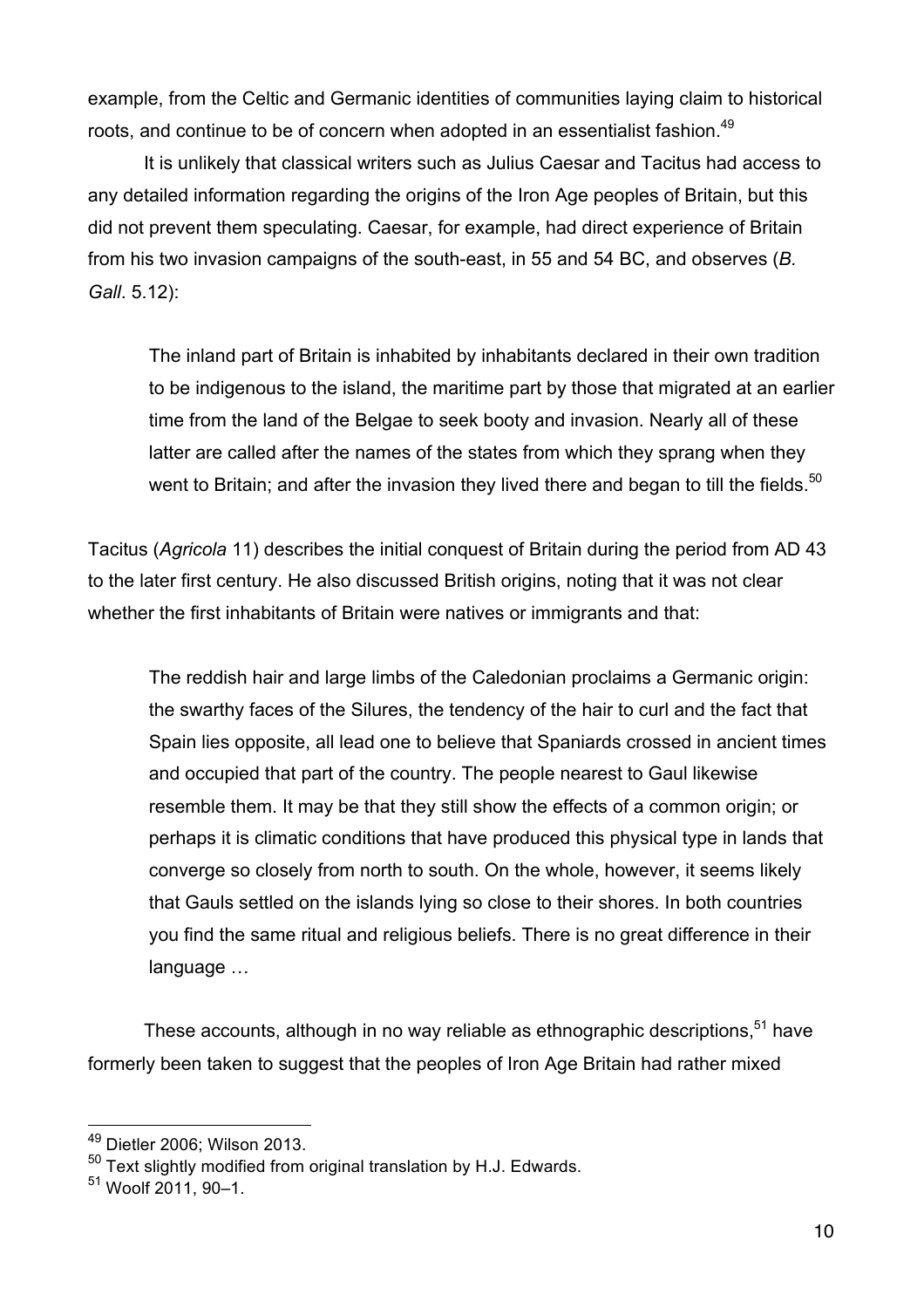example, from the Celtic and Germanic identities of communities laying claim to historical roots, and continue to be of concern when adopted in an essentialist fashion.[49]

It is unlikely that classical writers such as Julius Caesar and Tacitus had access to any detailed information regarding the origins of the Iron Age peoples of Britain, but this did not prevent them speculating. Caesar, for example, had direct experience of Britain from his two invasion campaigns of the south-east, in 55 and 54 BC, and observes (*B. Gall*. 5.12):

> The inland part of Britain is inhabited by inhabitants declared in their own tradition to be indigenous to the island, the maritime part by those that migrated at an earlier time from the land of the Belgae to seek booty and invasion. Nearly all of these latter are called after the names of the states from which they sprang when they went to Britain; and after the invasion they lived there and began to till the fields.[50]

Tacitus (*Agricola* 11) describes the initial conquest of Britain during the period from AD 43 to the later first century. He also discussed British origins, noting that it was not clear whether the first inhabitants of Britain were natives or immigrants and that:

> The reddish hair and large limbs of the Caledonian proclaims a Germanic origin: the swarthy faces of the Silures, the tendency of the hair to curl and the fact that Spain lies opposite, all lead one to believe that Spaniards crossed in ancient times and occupied that part of the country. The people nearest to Gaul likewise resemble them. It may be that they still show the effects of a common origin; or perhaps it is climatic conditions that have produced this physical type in lands that converge so closely from north to south. On the whole, however, it seems likely that Gauls settled on the islands lying so close to their shores. In both countries you find the same ritual and religious beliefs. There is no great difference in their language …

These accounts, although in no way reliable as ethnographic descriptions,[51] have formerly been taken to suggest that the peoples of Iron Age Britain had rather mixed

---

[49] Dietler 2006; Wilson 2013.

[50] Text slightly modified from original translation by H.J. Edwards.

[51] Woolf 2011, 90–1.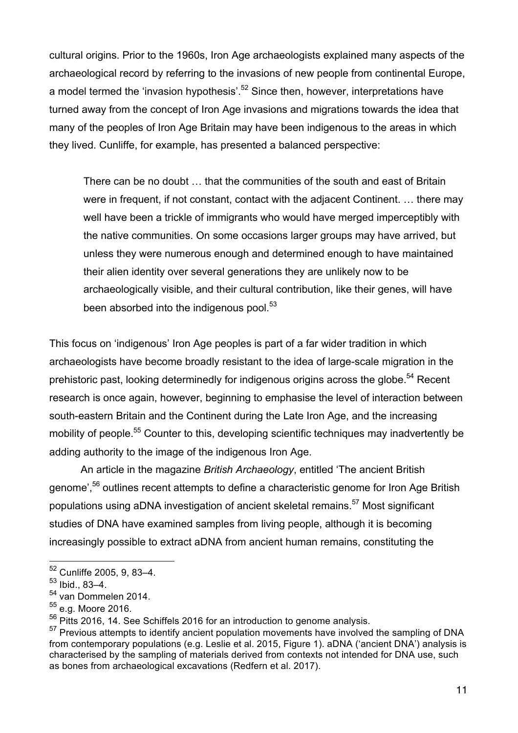cultural origins. Prior to the 1960s, Iron Age archaeologists explained many aspects of the archaeological record by referring to the invasions of new people from continental Europe, a model termed the 'invasion hypothesis'.[52] Since then, however, interpretations have turned away from the concept of Iron Age invasions and migrations towards the idea that many of the peoples of Iron Age Britain may have been indigenous to the areas in which they lived. Cunliffe, for example, has presented a balanced perspective:

> There can be no doubt … that the communities of the south and east of Britain were in frequent, if not constant, contact with the adjacent Continent. … there may well have been a trickle of immigrants who would have merged imperceptibly with the native communities. On some occasions larger groups may have arrived, but unless they were numerous enough and determined enough to have maintained their alien identity over several generations they are unlikely now to be archaeologically visible, and their cultural contribution, like their genes, will have been absorbed into the indigenous pool.[53]

This focus on 'indigenous' Iron Age peoples is part of a far wider tradition in which archaeologists have become broadly resistant to the idea of large-scale migration in the prehistoric past, looking determinedly for indigenous origins across the globe.[54] Recent research is once again, however, beginning to emphasise the level of interaction between south-eastern Britain and the Continent during the Late Iron Age, and the increasing mobility of people.[55] Counter to this, developing scientific techniques may inadvertently be adding authority to the image of the indigenous Iron Age.

An article in the magazine *British Archaeology*, entitled 'The ancient British genome',[56] outlines recent attempts to define a characteristic genome for Iron Age British populations using aDNA investigation of ancient skeletal remains.[57] Most significant studies of DNA have examined samples from living people, although it is becoming increasingly possible to extract aDNA from ancient human remains, constituting the

---

[52] Cunliffe 2005, 9, 83–4.

[53] Ibid., 83–4.

[54] van Dommelen 2014.

[55] e.g. Moore 2016.

[56] Pitts 2016, 14. See Schiffels 2016 for an introduction to genome analysis.

[57] Previous attempts to identify ancient population movements have involved the sampling of DNA from contemporary populations (e.g. Leslie et al. 2015, Figure 1). aDNA ('ancient DNA') analysis is characterised by the sampling of materials derived from contexts not intended for DNA use, such as bones from archaeological excavations (Redfern et al. 2017).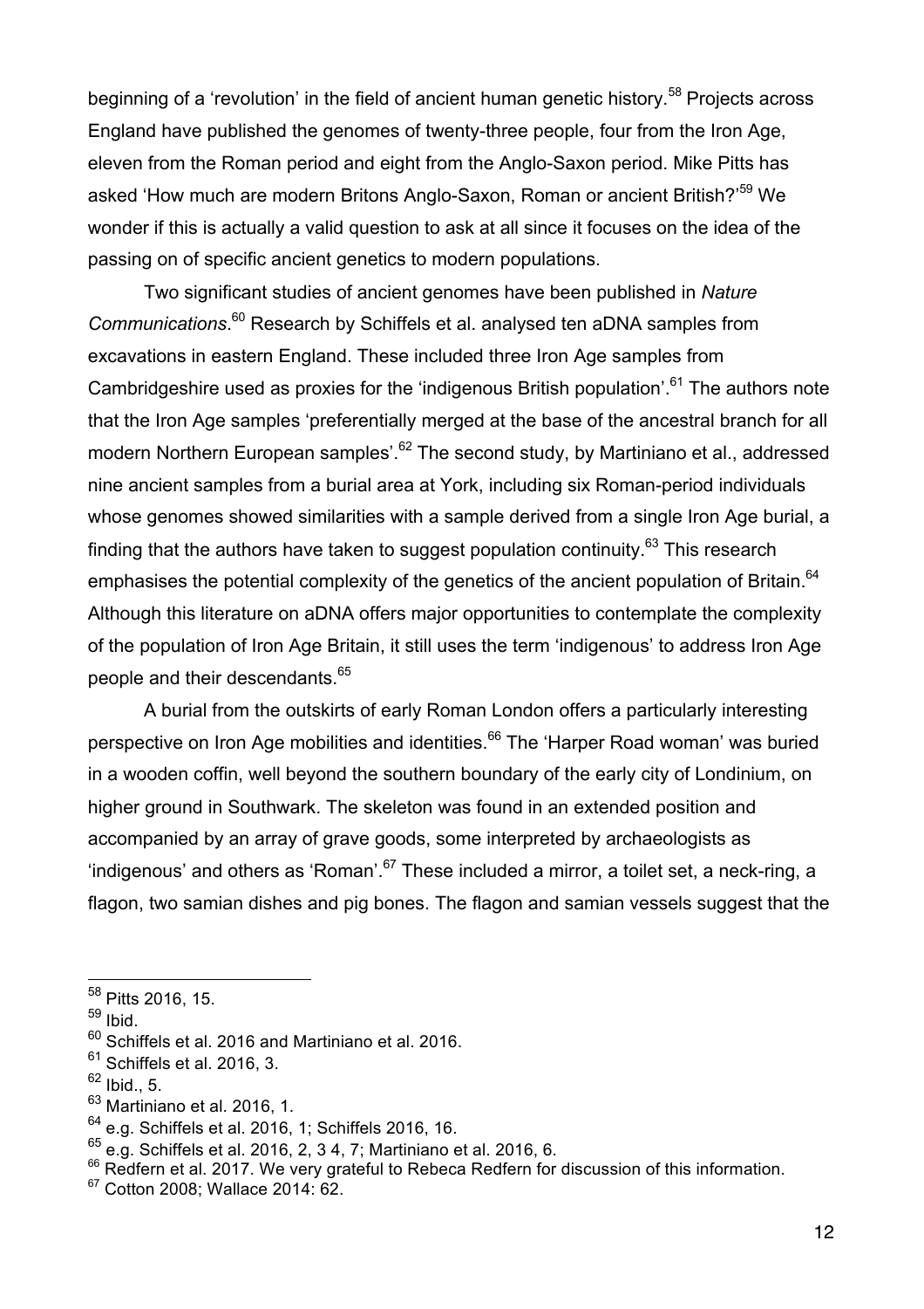beginning of a 'revolution' in the field of ancient human genetic history.[58] Projects across England have published the genomes of twenty-three people, four from the Iron Age, eleven from the Roman period and eight from the Anglo-Saxon period. Mike Pitts has asked 'How much are modern Britons Anglo-Saxon, Roman or ancient British?'[59] We wonder if this is actually a valid question to ask at all since it focuses on the idea of the passing on of specific ancient genetics to modern populations.

Two significant studies of ancient genomes have been published in *Nature Communications*.[60] Research by Schiffels et al. analysed ten aDNA samples from excavations in eastern England. These included three Iron Age samples from Cambridgeshire used as proxies for the 'indigenous British population'.[61] The authors note that the Iron Age samples 'preferentially merged at the base of the ancestral branch for all modern Northern European samples'.[62] The second study, by Martiniano et al., addressed nine ancient samples from a burial area at York, including six Roman-period individuals whose genomes showed similarities with a sample derived from a single Iron Age burial, a finding that the authors have taken to suggest population continuity.[63] This research emphasises the potential complexity of the genetics of the ancient population of Britain.[64] Although this literature on aDNA offers major opportunities to contemplate the complexity of the population of Iron Age Britain, it still uses the term 'indigenous' to address Iron Age people and their descendants.[65]

A burial from the outskirts of early Roman London offers a particularly interesting perspective on Iron Age mobilities and identities.[66] The 'Harper Road woman' was buried in a wooden coffin, well beyond the southern boundary of the early city of Londinium, on higher ground in Southwark. The skeleton was found in an extended position and accompanied by an array of grave goods, some interpreted by archaeologists as 'indigenous' and others as 'Roman'.[67] These included a mirror, a toilet set, a neck-ring, a flagon, two samian dishes and pig bones. The flagon and samian vessels suggest that the

---

[58] Pitts 2016, 15.

[59] Ibid.

[60] Schiffels et al. 2016 and Martiniano et al. 2016.

[61] Schiffels et al. 2016, 3.

[62] Ibid., 5.

[63] Martiniano et al. 2016, 1.

[64] e.g. Schiffels et al. 2016, 1; Schiffels 2016, 16.

[65] e.g. Schiffels et al. 2016, 2, 3 4, 7; Martiniano et al. 2016, 6.

[66] Redfern et al. 2017. We very grateful to Rebeca Redfern for discussion of this information.

[67] Cotton 2008; Wallace 2014: 62.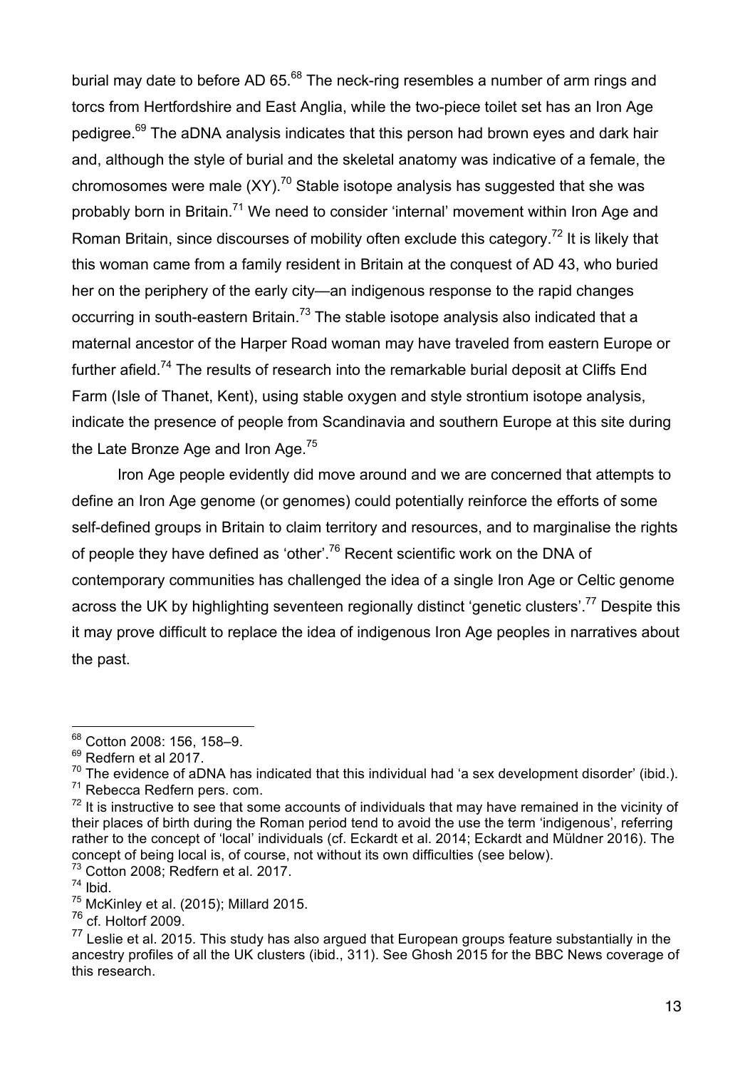burial may date to before AD 65.[68] The neck-ring resembles a number of arm rings and torcs from Hertfordshire and East Anglia, while the two-piece toilet set has an Iron Age pedigree.[69] The aDNA analysis indicates that this person had brown eyes and dark hair and, although the style of burial and the skeletal anatomy was indicative of a female, the chromosomes were male (XY).[70] Stable isotope analysis has suggested that she was probably born in Britain.[71] We need to consider 'internal' movement within Iron Age and Roman Britain, since discourses of mobility often exclude this category.[72] It is likely that this woman came from a family resident in Britain at the conquest of AD 43, who buried her on the periphery of the early city—an indigenous response to the rapid changes occurring in south-eastern Britain.[73] The stable isotope analysis also indicated that a maternal ancestor of the Harper Road woman may have traveled from eastern Europe or further afield.[74] The results of research into the remarkable burial deposit at Cliffs End Farm (Isle of Thanet, Kent), using stable oxygen and style strontium isotope analysis, indicate the presence of people from Scandinavia and southern Europe at this site during the Late Bronze Age and Iron Age.[75]

Iron Age people evidently did move around and we are concerned that attempts to define an Iron Age genome (or genomes) could potentially reinforce the efforts of some self-defined groups in Britain to claim territory and resources, and to marginalise the rights of people they have defined as 'other'.[76] Recent scientific work on the DNA of contemporary communities has challenged the idea of a single Iron Age or Celtic genome across the UK by highlighting seventeen regionally distinct 'genetic clusters'.[77] Despite this it may prove difficult to replace the idea of indigenous Iron Age peoples in narratives about the past.

---

[68] Cotton 2008: 156, 158–9.

[69] Redfern et al 2017.

[70] The evidence of aDNA has indicated that this individual had 'a sex development disorder' (ibid.).

[71] Rebecca Redfern pers. com.

[72] It is instructive to see that some accounts of individuals that may have remained in the vicinity of their places of birth during the Roman period tend to avoid the use the term 'indigenous', referring rather to the concept of 'local' individuals (cf. Eckardt et al. 2014; Eckardt and Müldner 2016). The concept of being local is, of course, not without its own difficulties (see below).

[73] Cotton 2008; Redfern et al. 2017.

[74] Ibid.

[75] McKinley et al. (2015); Millard 2015.

[76] cf. Holtorf 2009.

[77] Leslie et al. 2015. This study has also argued that European groups feature substantially in the ancestry profiles of all the UK clusters (ibid., 311). See Ghosh 2015 for the BBC News coverage of this research.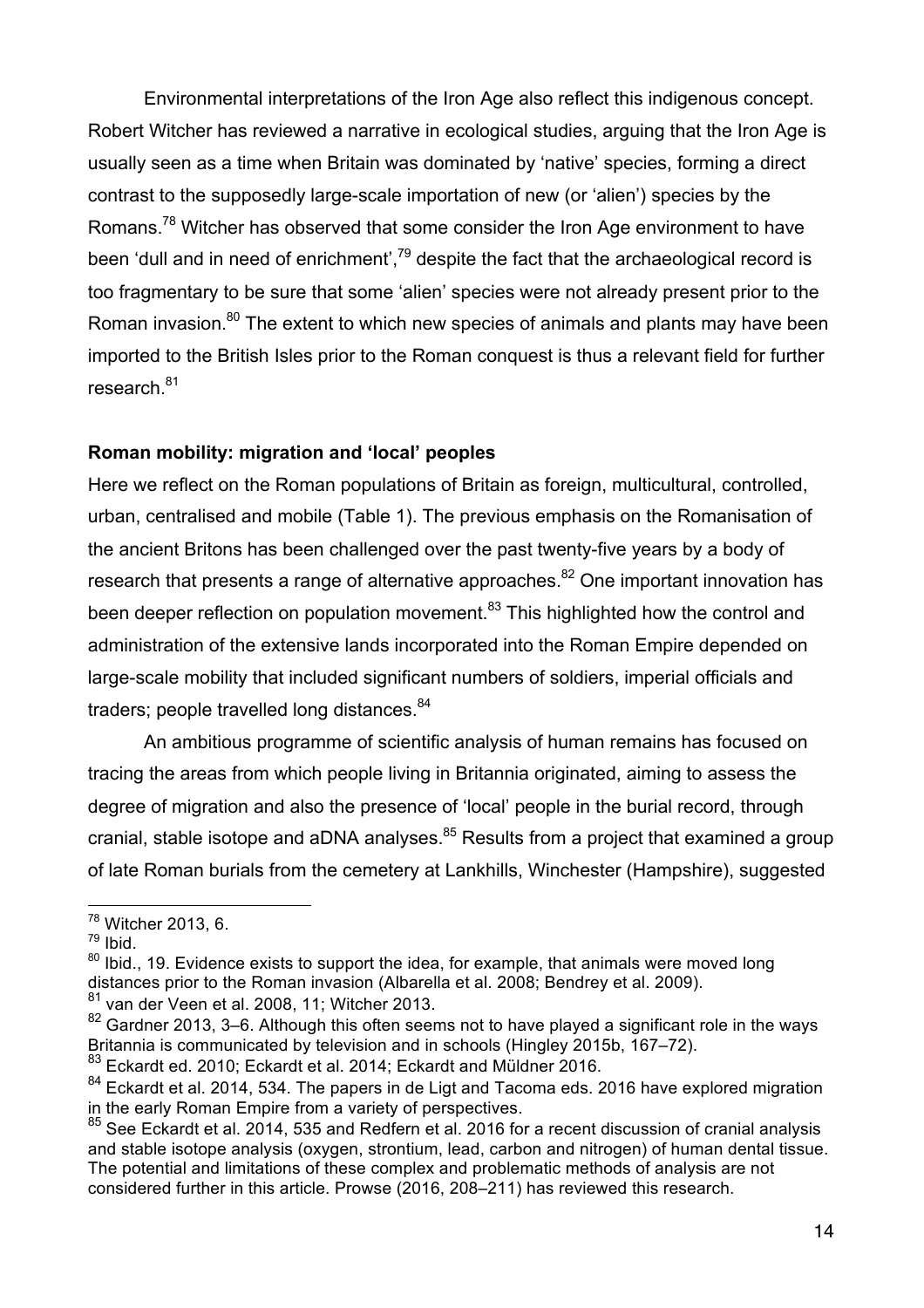Environmental interpretations of the Iron Age also reflect this indigenous concept. Robert Witcher has reviewed a narrative in ecological studies, arguing that the Iron Age is usually seen as a time when Britain was dominated by 'native' species, forming a direct contrast to the supposedly large-scale importation of new (or 'alien') species by the Romans.[78] Witcher has observed that some consider the Iron Age environment to have been 'dull and in need of enrichment',[79] despite the fact that the archaeological record is too fragmentary to be sure that some 'alien' species were not already present prior to the Roman invasion.[80] The extent to which new species of animals and plants may have been imported to the British Isles prior to the Roman conquest is thus a relevant field for further research.[81]

**Roman mobility: migration and 'local' peoples**

Here we reflect on the Roman populations of Britain as foreign, multicultural, controlled, urban, centralised and mobile (Table 1). The previous emphasis on the Romanisation of the ancient Britons has been challenged over the past twenty-five years by a body of research that presents a range of alternative approaches.[82] One important innovation has been deeper reflection on population movement.[83] This highlighted how the control and administration of the extensive lands incorporated into the Roman Empire depended on large-scale mobility that included significant numbers of soldiers, imperial officials and traders; people travelled long distances.[84]

An ambitious programme of scientific analysis of human remains has focused on tracing the areas from which people living in Britannia originated, aiming to assess the degree of migration and also the presence of 'local' people in the burial record, through cranial, stable isotope and aDNA analyses.[85] Results from a project that examined a group of late Roman burials from the cemetery at Lankhills, Winchester (Hampshire), suggested

---

[78] Witcher 2013, 6.

[79] Ibid.

[80] Ibid., 19. Evidence exists to support the idea, for example, that animals were moved long distances prior to the Roman invasion (Albarella et al. 2008; Bendrey et al. 2009).

[81] van der Veen et al. 2008, 11; Witcher 2013.

[82] Gardner 2013, 3–6. Although this often seems not to have played a significant role in the ways Britannia is communicated by television and in schools (Hingley 2015b, 167–72).

[83] Eckardt ed. 2010; Eckardt et al. 2014; Eckardt and Müldner 2016.

[84] Eckardt et al. 2014, 534. The papers in de Ligt and Tacoma eds. 2016 have explored migration in the early Roman Empire from a variety of perspectives.

[85] See Eckardt et al. 2014, 535 and Redfern et al. 2016 for a recent discussion of cranial analysis and stable isotope analysis (oxygen, strontium, lead, carbon and nitrogen) of human dental tissue. The potential and limitations of these complex and problematic methods of analysis are not considered further in this article. Prowse (2016, 208–211) has reviewed this research.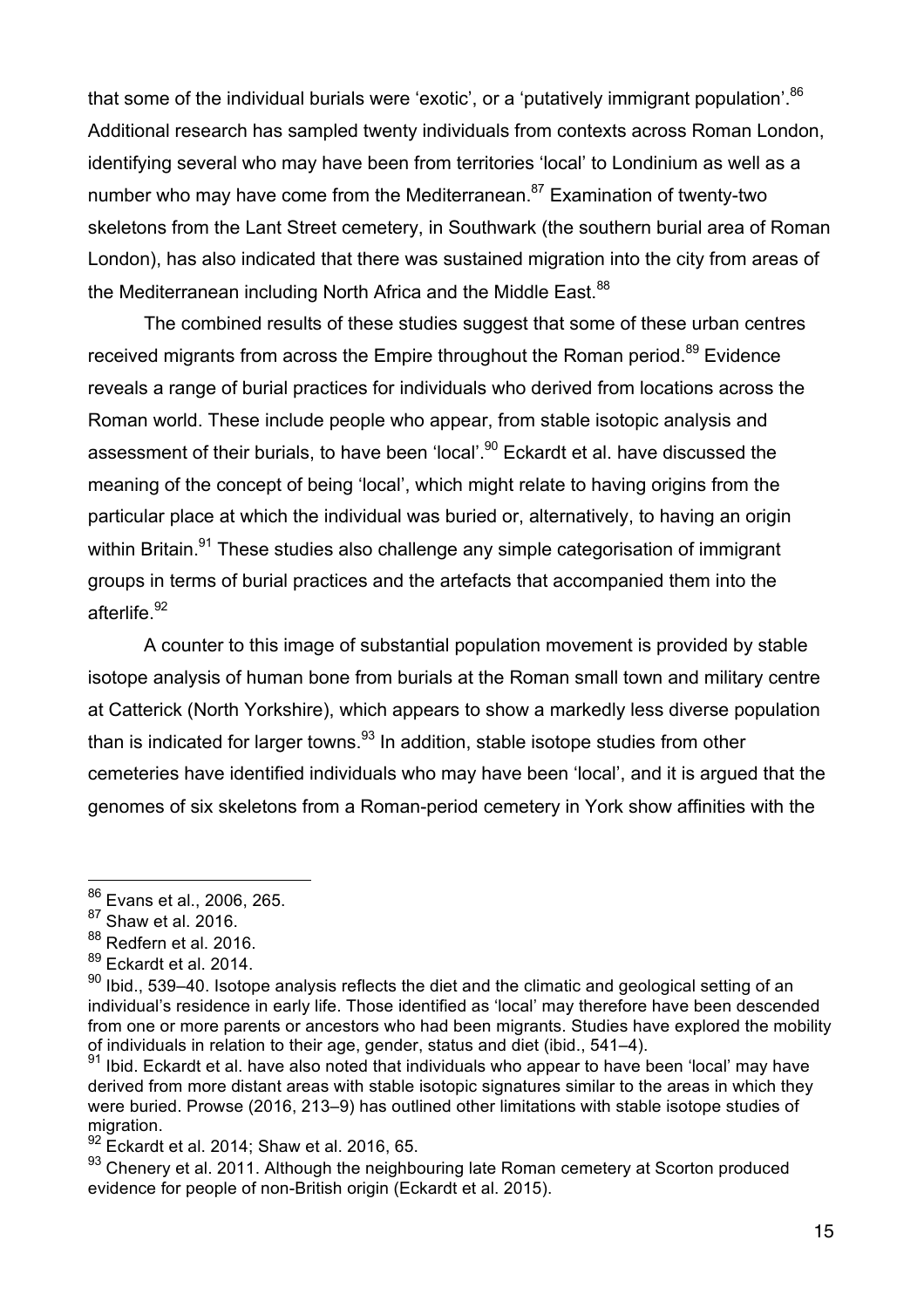that some of the individual burials were 'exotic', or a 'putatively immigrant population'.[86] Additional research has sampled twenty individuals from contexts across Roman London, identifying several who may have been from territories 'local' to Londinium as well as a number who may have come from the Mediterranean.[87] Examination of twenty-two skeletons from the Lant Street cemetery, in Southwark (the southern burial area of Roman London), has also indicated that there was sustained migration into the city from areas of the Mediterranean including North Africa and the Middle East.[88]

The combined results of these studies suggest that some of these urban centres received migrants from across the Empire throughout the Roman period.[89] Evidence reveals a range of burial practices for individuals who derived from locations across the Roman world. These include people who appear, from stable isotopic analysis and assessment of their burials, to have been 'local'.[90] Eckardt et al. have discussed the meaning of the concept of being 'local', which might relate to having origins from the particular place at which the individual was buried or, alternatively, to having an origin within Britain.[91] These studies also challenge any simple categorisation of immigrant groups in terms of burial practices and the artefacts that accompanied them into the afterlife.[92]

A counter to this image of substantial population movement is provided by stable isotope analysis of human bone from burials at the Roman small town and military centre at Catterick (North Yorkshire), which appears to show a markedly less diverse population than is indicated for larger towns.[93] In addition, stable isotope studies from other cemeteries have identified individuals who may have been 'local', and it is argued that the genomes of six skeletons from a Roman-period cemetery in York show affinities with the

---

[86] Evans et al., 2006, 265.

[87] Shaw et al. 2016.

[88] Redfern et al. 2016.

[89] Eckardt et al. 2014.

[90] Ibid., 539–40. Isotope analysis reflects the diet and the climatic and geological setting of an individual's residence in early life. Those identified as 'local' may therefore have been descended from one or more parents or ancestors who had been migrants. Studies have explored the mobility of individuals in relation to their age, gender, status and diet (ibid., 541–4).

[91] Ibid. Eckardt et al. have also noted that individuals who appear to have been 'local' may have derived from more distant areas with stable isotopic signatures similar to the areas in which they were buried. Prowse (2016, 213–9) has outlined other limitations with stable isotope studies of migration.

[92] Eckardt et al. 2014; Shaw et al. 2016, 65.

[93] Chenery et al. 2011. Although the neighbouring late Roman cemetery at Scorton produced evidence for people of non-British origin (Eckardt et al. 2015).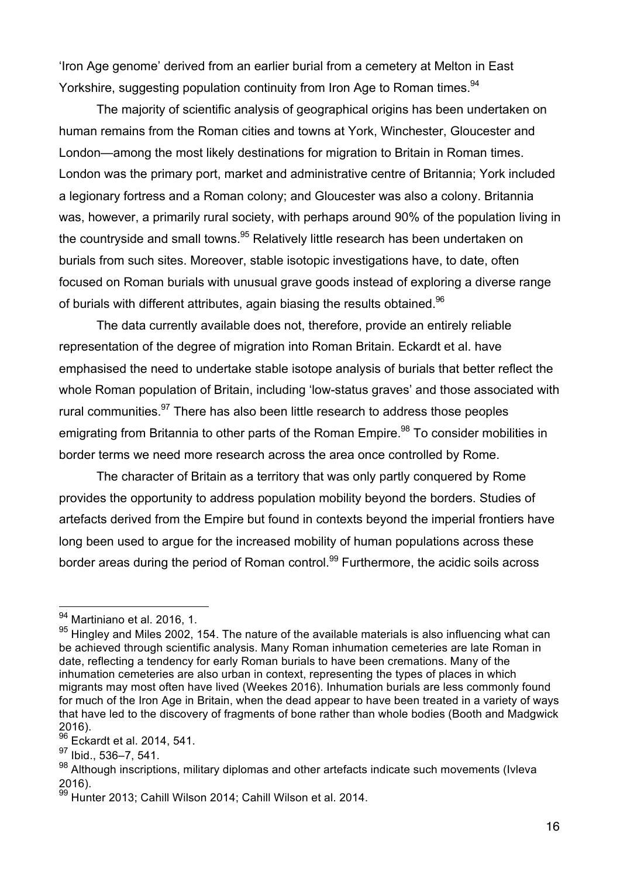'Iron Age genome' derived from an earlier burial from a cemetery at Melton in East Yorkshire, suggesting population continuity from Iron Age to Roman times.[94]

The majority of scientific analysis of geographical origins has been undertaken on human remains from the Roman cities and towns at York, Winchester, Gloucester and London—among the most likely destinations for migration to Britain in Roman times. London was the primary port, market and administrative centre of Britannia; York included a legionary fortress and a Roman colony; and Gloucester was also a colony. Britannia was, however, a primarily rural society, with perhaps around 90% of the population living in the countryside and small towns.[95] Relatively little research has been undertaken on burials from such sites. Moreover, stable isotopic investigations have, to date, often focused on Roman burials with unusual grave goods instead of exploring a diverse range of burials with different attributes, again biasing the results obtained.[96]

The data currently available does not, therefore, provide an entirely reliable representation of the degree of migration into Roman Britain. Eckardt et al. have emphasised the need to undertake stable isotope analysis of burials that better reflect the whole Roman population of Britain, including 'low-status graves' and those associated with rural communities.[97] There has also been little research to address those peoples emigrating from Britannia to other parts of the Roman Empire.[98] To consider mobilities in border terms we need more research across the area once controlled by Rome.

The character of Britain as a territory that was only partly conquered by Rome provides the opportunity to address population mobility beyond the borders. Studies of artefacts derived from the Empire but found in contexts beyond the imperial frontiers have long been used to argue for the increased mobility of human populations across these border areas during the period of Roman control.[99] Furthermore, the acidic soils across

---

[94] Martiniano et al. 2016, 1.

[95] Hingley and Miles 2002, 154. The nature of the available materials is also influencing what can be achieved through scientific analysis. Many Roman inhumation cemeteries are late Roman in date, reflecting a tendency for early Roman burials to have been cremations. Many of the inhumation cemeteries are also urban in context, representing the types of places in which migrants may most often have lived (Weekes 2016). Inhumation burials are less commonly found for much of the Iron Age in Britain, when the dead appear to have been treated in a variety of ways that have led to the discovery of fragments of bone rather than whole bodies (Booth and Madgwick 2016).

[96] Eckardt et al. 2014, 541.

[97] Ibid., 536–7, 541.

[98] Although inscriptions, military diplomas and other artefacts indicate such movements (Ivleva 2016).

[99] Hunter 2013; Cahill Wilson 2014; Cahill Wilson et al. 2014.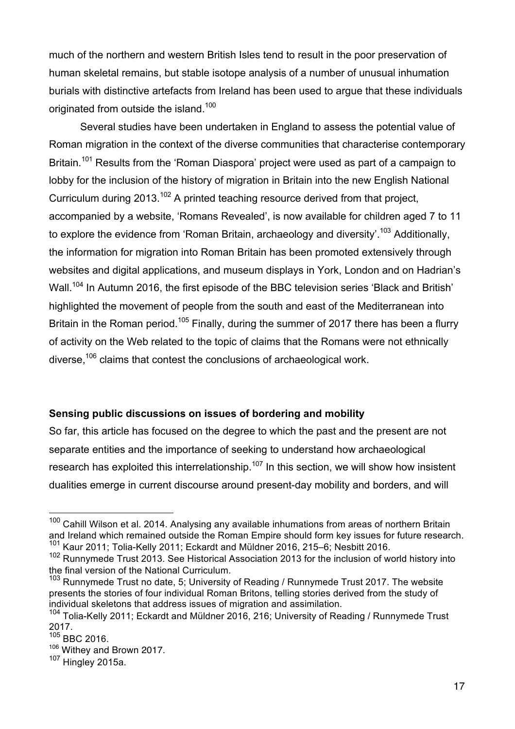much of the northern and western British Isles tend to result in the poor preservation of human skeletal remains, but stable isotope analysis of a number of unusual inhumation burials with distinctive artefacts from Ireland has been used to argue that these individuals originated from outside the island.[100]

Several studies have been undertaken in England to assess the potential value of Roman migration in the context of the diverse communities that characterise contemporary Britain.[101] Results from the 'Roman Diaspora' project were used as part of a campaign to lobby for the inclusion of the history of migration in Britain into the new English National Curriculum during 2013.[102] A printed teaching resource derived from that project, accompanied by a website, 'Romans Revealed', is now available for children aged 7 to 11 to explore the evidence from 'Roman Britain, archaeology and diversity'.[103] Additionally, the information for migration into Roman Britain has been promoted extensively through websites and digital applications, and museum displays in York, London and on Hadrian's Wall.[104] In Autumn 2016, the first episode of the BBC television series 'Black and British' highlighted the movement of people from the south and east of the Mediterranean into Britain in the Roman period.[105] Finally, during the summer of 2017 there has been a flurry of activity on the Web related to the topic of claims that the Romans were not ethnically diverse,[106] claims that contest the conclusions of archaeological work.

**Sensing public discussions on issues of bordering and mobility**

So far, this article has focused on the degree to which the past and the present are not separate entities and the importance of seeking to understand how archaeological research has exploited this interrelationship.[107] In this section, we will show how insistent dualities emerge in current discourse around present-day mobility and borders, and will

---

[100] Cahill Wilson et al. 2014. Analysing any available inhumations from areas of northern Britain and Ireland which remained outside the Roman Empire should form key issues for future research.

[101] Kaur 2011; Tolia-Kelly 2011; Eckardt and Müldner 2016, 215–6; Nesbitt 2016.

[102] Runnymede Trust 2013. See Historical Association 2013 for the inclusion of world history into the final version of the National Curriculum.

[103] Runnymede Trust no date, 5; University of Reading / Runnymede Trust 2017. The website presents the stories of four individual Roman Britons, telling stories derived from the study of individual skeletons that address issues of migration and assimilation.

[104] Tolia-Kelly 2011; Eckardt and Müldner 2016, 216; University of Reading / Runnymede Trust 2017.

[105] BBC 2016.

[106] Withey and Brown 2017.

[107] Hingley 2015a.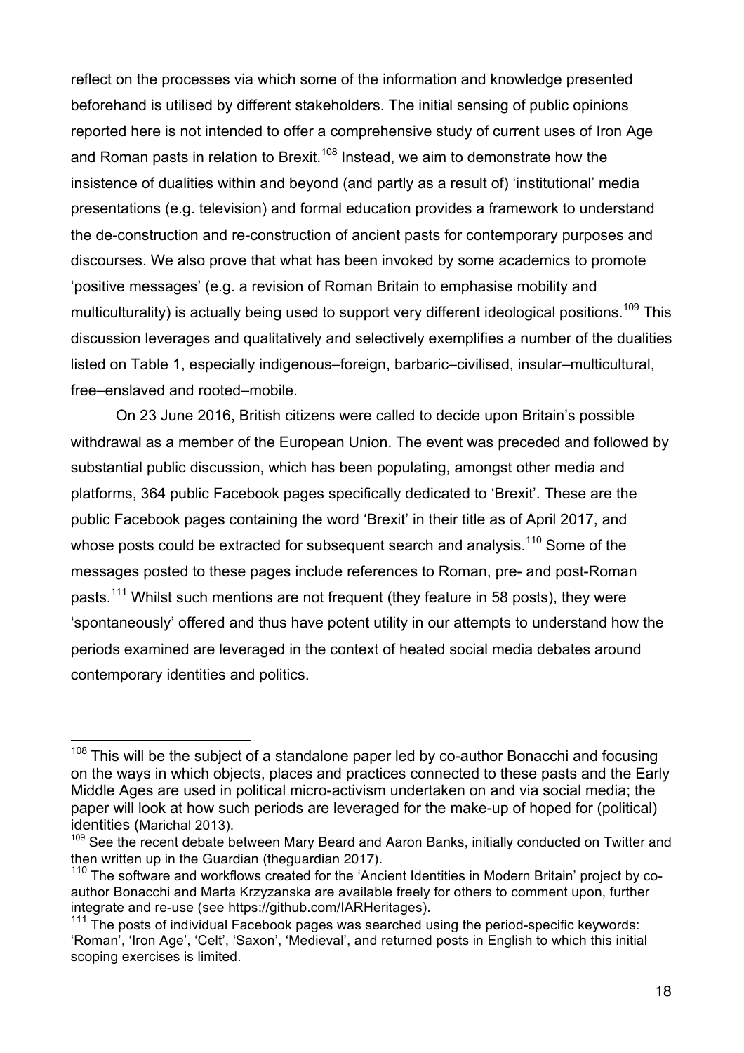reflect on the processes via which some of the information and knowledge presented beforehand is utilised by different stakeholders. The initial sensing of public opinions reported here is not intended to offer a comprehensive study of current uses of Iron Age and Roman pasts in relation to Brexit.[108] Instead, we aim to demonstrate how the insistence of dualities within and beyond (and partly as a result of) 'institutional' media presentations (e.g. television) and formal education provides a framework to understand the de-construction and re-construction of ancient pasts for contemporary purposes and discourses. We also prove that what has been invoked by some academics to promote 'positive messages' (e.g. a revision of Roman Britain to emphasise mobility and multiculturality) is actually being used to support very different ideological positions.[109] This discussion leverages and qualitatively and selectively exemplifies a number of the dualities listed on Table 1, especially indigenous–foreign, barbaric–civilised, insular–multicultural, free–enslaved and rooted–mobile.

On 23 June 2016, British citizens were called to decide upon Britain's possible withdrawal as a member of the European Union. The event was preceded and followed by substantial public discussion, which has been populating, amongst other media and platforms, 364 public Facebook pages specifically dedicated to 'Brexit'. These are the public Facebook pages containing the word 'Brexit' in their title as of April 2017, and whose posts could be extracted for subsequent search and analysis.[110] Some of the messages posted to these pages include references to Roman, pre- and post-Roman pasts.[111] Whilst such mentions are not frequent (they feature in 58 posts), they were 'spontaneously' offered and thus have potent utility in our attempts to understand how the periods examined are leveraged in the context of heated social media debates around contemporary identities and politics.

---

[108] This will be the subject of a standalone paper led by co-author Bonacchi and focusing on the ways in which objects, places and practices connected to these pasts and the Early Middle Ages are used in political micro-activism undertaken on and via social media; the paper will look at how such periods are leveraged for the make-up of hoped for (political) identities (Marichal 2013).

[109] See the recent debate between Mary Beard and Aaron Banks, initially conducted on Twitter and then written up in the Guardian (theguardian 2017).

[110] The software and workflows created for the 'Ancient Identities in Modern Britain' project by co-author Bonacchi and Marta Krzyzanska are available freely for others to comment upon, further integrate and re-use (see https://github.com/IARHeritages).

[111] The posts of individual Facebook pages was searched using the period-specific keywords: 'Roman', 'Iron Age', 'Celt', 'Saxon', 'Medieval', and returned posts in English to which this initial scoping exercises is limited.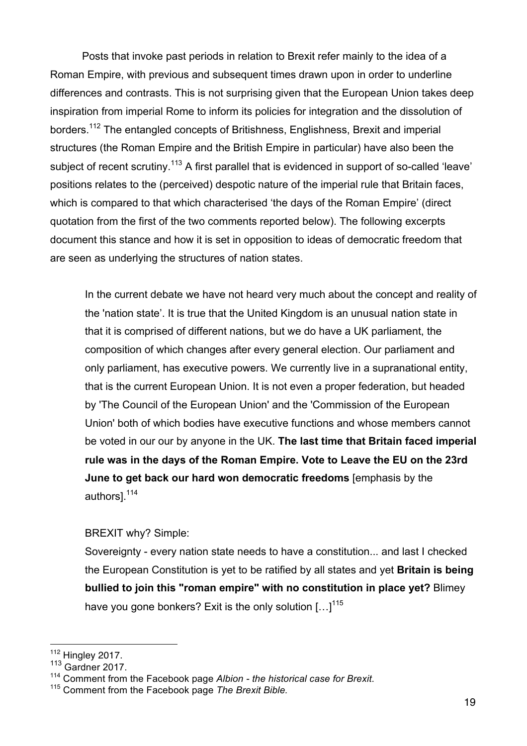Posts that invoke past periods in relation to Brexit refer mainly to the idea of a Roman Empire, with previous and subsequent times drawn upon in order to underline differences and contrasts. This is not surprising given that the European Union takes deep inspiration from imperial Rome to inform its policies for integration and the dissolution of borders.[112] The entangled concepts of Britishness, Englishness, Brexit and imperial structures (the Roman Empire and the British Empire in particular) have also been the subject of recent scrutiny.[113] A first parallel that is evidenced in support of so-called 'leave' positions relates to the (perceived) despotic nature of the imperial rule that Britain faces, which is compared to that which characterised 'the days of the Roman Empire' (direct quotation from the first of the two comments reported below). The following excerpts document this stance and how it is set in opposition to ideas of democratic freedom that are seen as underlying the structures of nation states.

> In the current debate we have not heard very much about the concept and reality of the 'nation state'. It is true that the United Kingdom is an unusual nation state in that it is comprised of different nations, but we do have a UK parliament, the composition of which changes after every general election. Our parliament and only parliament, has executive powers. We currently live in a supranational entity, that is the current European Union. It is not even a proper federation, but headed by 'The Council of the European Union' and the 'Commission of the European Union' both of which bodies have executive functions and whose members cannot be voted in our our by anyone in the UK. **The last time that Britain faced imperial rule was in the days of the Roman Empire. Vote to Leave the EU on the 23rd June to get back our hard won democratic freedoms** [emphasis by the authors].[114]

> BREXIT why? Simple:
> Sovereignty - every nation state needs to have a constitution... and last I checked the European Constitution is yet to be ratified by all states and yet **Britain is being bullied to join this "roman empire" with no constitution in place yet?** Blimey have you gone bonkers? Exit is the only solution […][115]

---

[112] Hingley 2017.

[113] Gardner 2017.

[114] Comment from the Facebook page *Albion - the historical case for Brexit.*

[115] Comment from the Facebook page *The Brexit Bible.*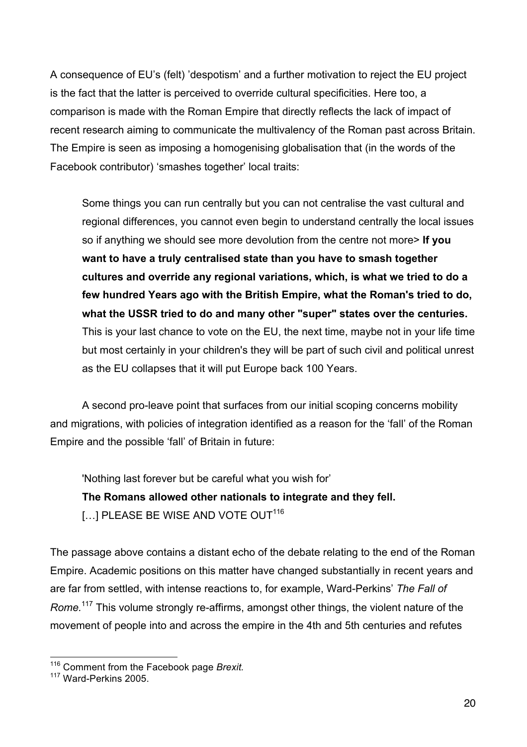A consequence of EU's (felt) 'despotism' and a further motivation to reject the EU project is the fact that the latter is perceived to override cultural specificities. Here too, a comparison is made with the Roman Empire that directly reflects the lack of impact of recent research aiming to communicate the multivalency of the Roman past across Britain. The Empire is seen as imposing a homogenising globalisation that (in the words of the Facebook contributor) 'smashes together' local traits:

> Some things you can run centrally but you can not centralise the vast cultural and regional differences, you cannot even begin to understand centrally the local issues so if anything we should see more devolution from the centre not more> **If you want to have a truly centralised state than you have to smash together cultures and override any regional variations, which, is what we tried to do a few hundred Years ago with the British Empire, what the Roman's tried to do, what the USSR tried to do and many other "super" states over the centuries.** This is your last chance to vote on the EU, the next time, maybe not in your life time but most certainly in your children's they will be part of such civil and political unrest as the EU collapses that it will put Europe back 100 Years.

A second pro-leave point that surfaces from our initial scoping concerns mobility and migrations, with policies of integration identified as a reason for the 'fall' of the Roman Empire and the possible 'fall' of Britain in future:

> 'Nothing last forever but be careful what you wish for'
> **The Romans allowed other nationals to integrate and they fell.**
> […] PLEASE BE WISE AND VOTE OUT[116]

The passage above contains a distant echo of the debate relating to the end of the Roman Empire. Academic positions on this matter have changed substantially in recent years and are far from settled, with intense reactions to, for example, Ward-Perkins' *The Fall of Rome*.[117] This volume strongly re-affirms, amongst other things, the violent nature of the movement of people into and across the empire in the 4th and 5th centuries and refutes

[116] Comment from the Facebook page *Brexit.*
[117] Ward-Perkins 2005.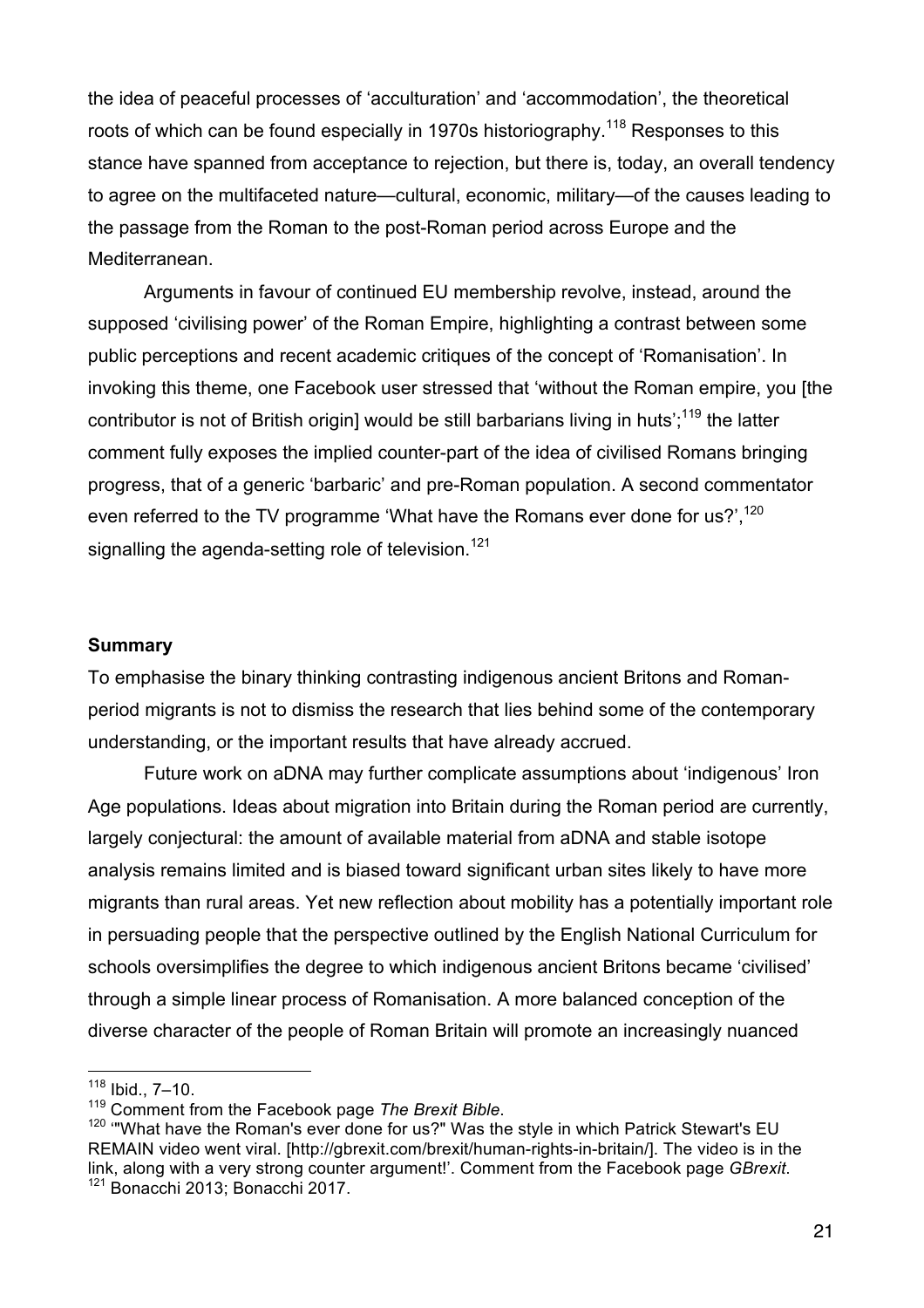the idea of peaceful processes of 'acculturation' and 'accommodation', the theoretical roots of which can be found especially in 1970s historiography.[118] Responses to this stance have spanned from acceptance to rejection, but there is, today, an overall tendency to agree on the multifaceted nature—cultural, economic, military—of the causes leading to the passage from the Roman to the post-Roman period across Europe and the Mediterranean.

Arguments in favour of continued EU membership revolve, instead, around the supposed 'civilising power' of the Roman Empire, highlighting a contrast between some public perceptions and recent academic critiques of the concept of 'Romanisation'. In invoking this theme, one Facebook user stressed that 'without the Roman empire, you [the contributor is not of British origin] would be still barbarians living in huts';[119] the latter comment fully exposes the implied counter-part of the idea of civilised Romans bringing progress, that of a generic 'barbaric' and pre-Roman population. A second commentator even referred to the TV programme 'What have the Romans ever done for us?',[120] signalling the agenda-setting role of television.[121]

**Summary**

To emphasise the binary thinking contrasting indigenous ancient Britons and Roman-period migrants is not to dismiss the research that lies behind some of the contemporary understanding, or the important results that have already accrued.

Future work on aDNA may further complicate assumptions about 'indigenous' Iron Age populations. Ideas about migration into Britain during the Roman period are currently, largely conjectural: the amount of available material from aDNA and stable isotope analysis remains limited and is biased toward significant urban sites likely to have more migrants than rural areas. Yet new reflection about mobility has a potentially important role in persuading people that the perspective outlined by the English National Curriculum for schools oversimplifies the degree to which indigenous ancient Britons became 'civilised' through a simple linear process of Romanisation. A more balanced conception of the diverse character of the people of Roman Britain will promote an increasingly nuanced

---

[118] Ibid., 7–10.

[119] Comment from the Facebook page *The Brexit Bible*.

[120] '"What have the Roman's ever done for us?" Was the style in which Patrick Stewart's EU REMAIN video went viral. [http://gbrexit.com/brexit/human-rights-in-britain/]. The video is in the link, along with a very strong counter argument!'. Comment from the Facebook page *GBrexit*.

[121] Bonacchi 2013; Bonacchi 2017.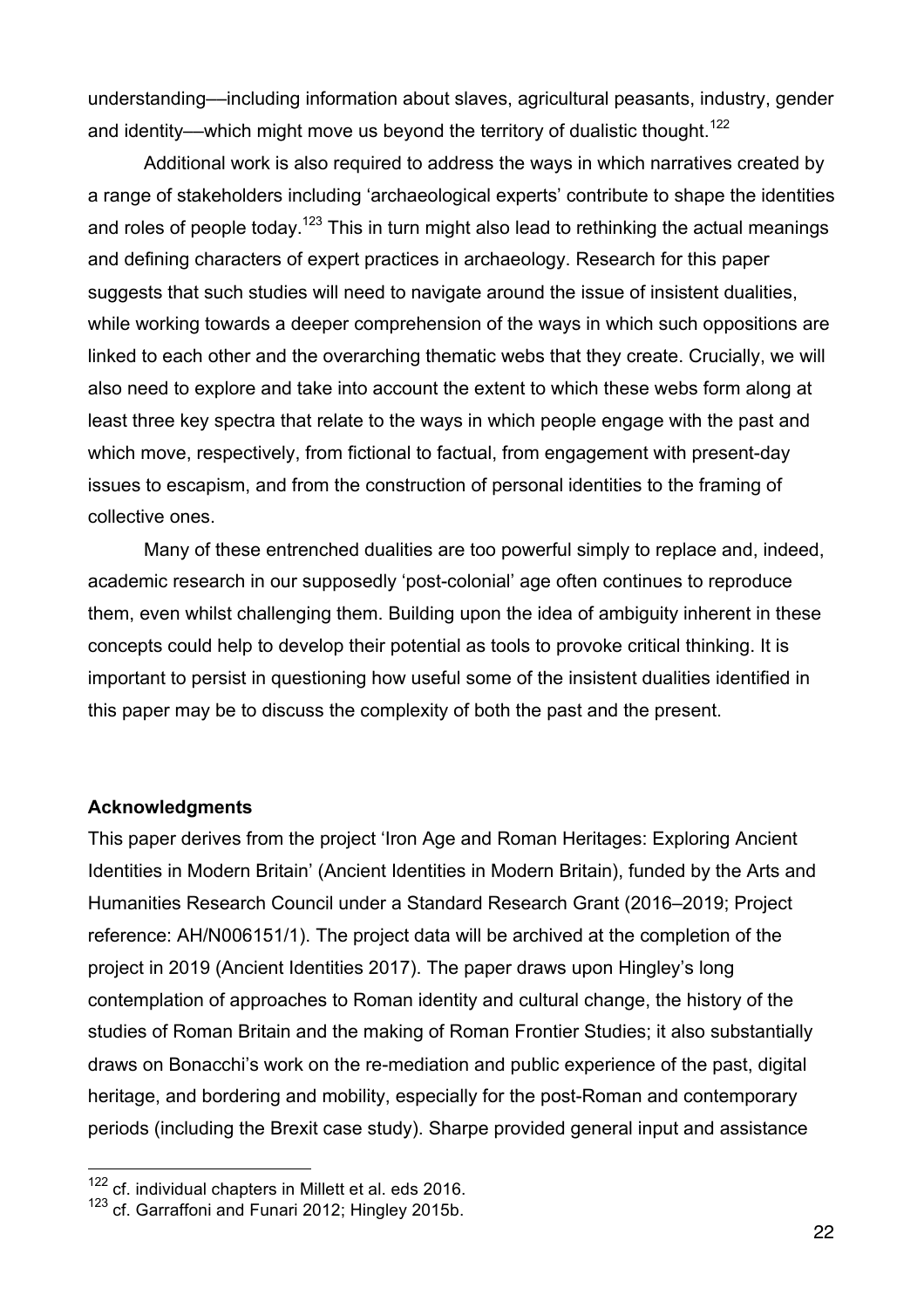understanding—including information about slaves, agricultural peasants, industry, gender and identity—which might move us beyond the territory of dualistic thought.[122]

Additional work is also required to address the ways in which narratives created by a range of stakeholders including 'archaeological experts' contribute to shape the identities and roles of people today.[123] This in turn might also lead to rethinking the actual meanings and defining characters of expert practices in archaeology. Research for this paper suggests that such studies will need to navigate around the issue of insistent dualities, while working towards a deeper comprehension of the ways in which such oppositions are linked to each other and the overarching thematic webs that they create. Crucially, we will also need to explore and take into account the extent to which these webs form along at least three key spectra that relate to the ways in which people engage with the past and which move, respectively, from fictional to factual, from engagement with present-day issues to escapism, and from the construction of personal identities to the framing of collective ones.

Many of these entrenched dualities are too powerful simply to replace and, indeed, academic research in our supposedly 'post-colonial' age often continues to reproduce them, even whilst challenging them. Building upon the idea of ambiguity inherent in these concepts could help to develop their potential as tools to provoke critical thinking. It is important to persist in questioning how useful some of the insistent dualities identified in this paper may be to discuss the complexity of both the past and the present.

## Acknowledgments

This paper derives from the project 'Iron Age and Roman Heritages: Exploring Ancient Identities in Modern Britain' (Ancient Identities in Modern Britain), funded by the Arts and Humanities Research Council under a Standard Research Grant (2016–2019; Project reference: AH/N006151/1). The project data will be archived at the completion of the project in 2019 (Ancient Identities 2017). The paper draws upon Hingley's long contemplation of approaches to Roman identity and cultural change, the history of the studies of Roman Britain and the making of Roman Frontier Studies; it also substantially draws on Bonacchi's work on the re-mediation and public experience of the past, digital heritage, and bordering and mobility, especially for the post-Roman and contemporary periods (including the Brexit case study). Sharpe provided general input and assistance

[122] cf. individual chapters in Millett et al. eds 2016.

[123] cf. Garraffoni and Funari 2012; Hingley 2015b.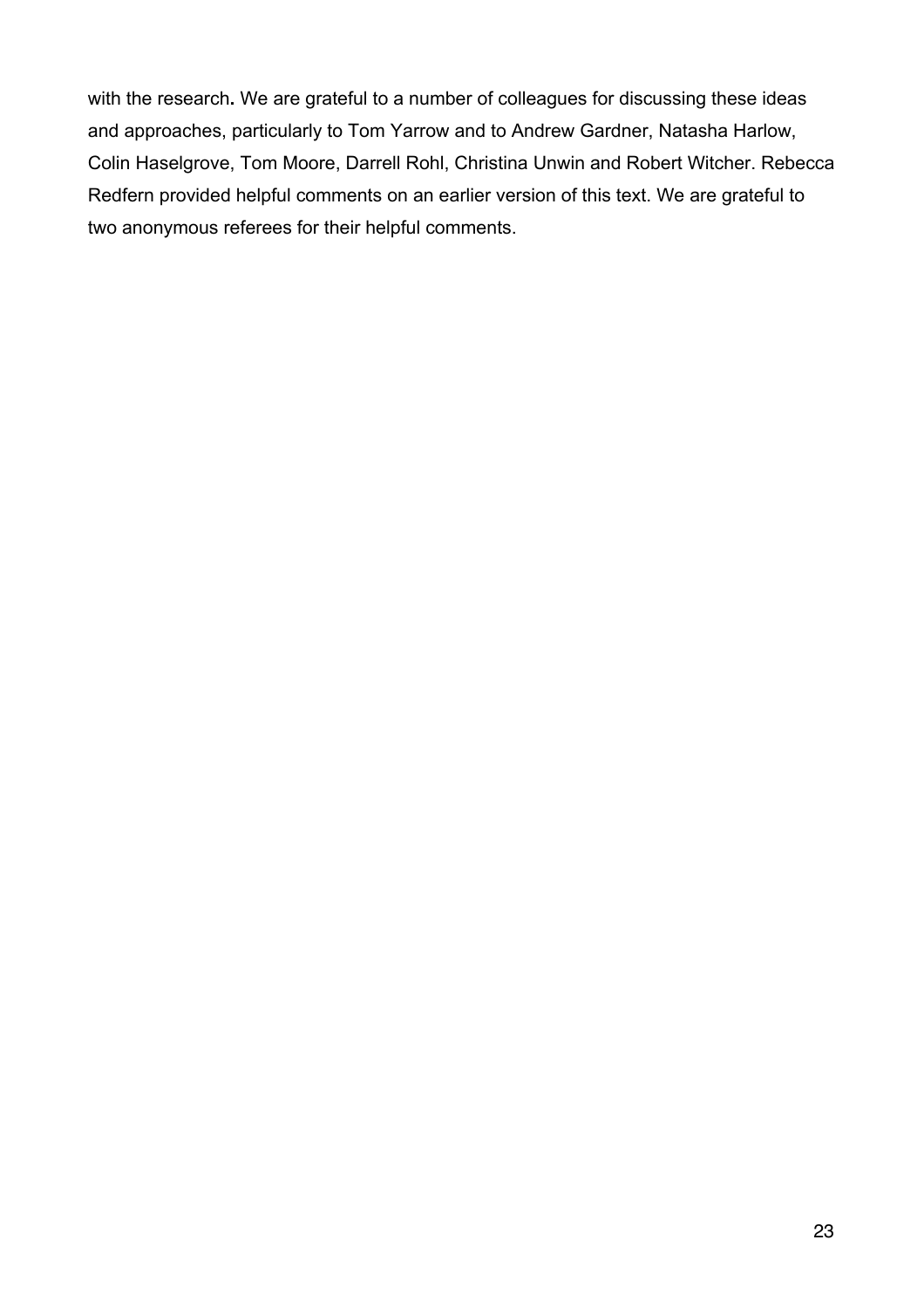with the research**.** We are grateful to a number of colleagues for discussing these ideas and approaches, particularly to Tom Yarrow and to Andrew Gardner, Natasha Harlow, Colin Haselgrove, Tom Moore, Darrell Rohl, Christina Unwin and Robert Witcher. Rebecca Redfern provided helpful comments on an earlier version of this text. We are grateful to two anonymous referees for their helpful comments.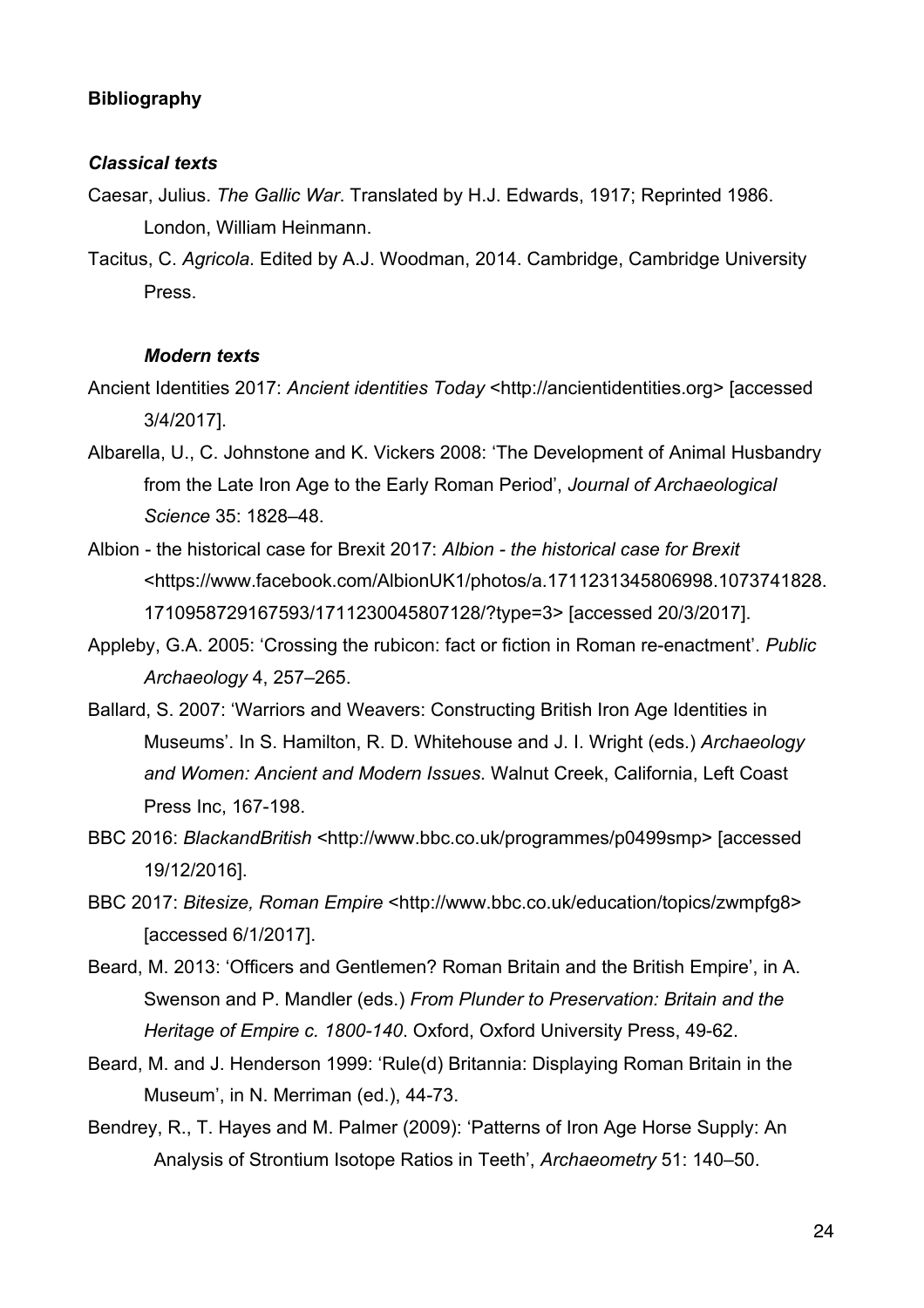## Bibliography

### *Classical texts*

Caesar, Julius. *The Gallic War*. Translated by H.J. Edwards, 1917; Reprinted 1986. London, William Heinmann.

Tacitus, C. *Agricola*. Edited by A.J. Woodman, 2014. Cambridge, Cambridge University Press.

### *Modern texts*

Ancient Identities 2017: *Ancient identities Today* <http://ancientidentities.org> [accessed 3/4/2017].

Albarella, U., C. Johnstone and K. Vickers 2008: 'The Development of Animal Husbandry from the Late Iron Age to the Early Roman Period', *Journal of Archaeological Science* 35: 1828–48.

Albion - the historical case for Brexit 2017: *Albion - the historical case for Brexit* <https://www.facebook.com/AlbionUK1/photos/a.1711231345806998.1073741828.1710958729167593/1711230045807128/?type=3> [accessed 20/3/2017].

Appleby, G.A. 2005: 'Crossing the rubicon: fact or fiction in Roman re-enactment'. *Public Archaeology* 4, 257–265.

Ballard, S. 2007: 'Warriors and Weavers: Constructing British Iron Age Identities in Museums'. In S. Hamilton, R. D. Whitehouse and J. I. Wright (eds.) *Archaeology and Women: Ancient and Modern Issues*. Walnut Creek, California, Left Coast Press Inc, 167-198.

BBC 2016: *BlackandBritish* <http://www.bbc.co.uk/programmes/p0499smp> [accessed 19/12/2016].

BBC 2017: *Bitesize, Roman Empire* <http://www.bbc.co.uk/education/topics/zwmpfg8> [accessed 6/1/2017].

Beard, M. 2013: 'Officers and Gentlemen? Roman Britain and the British Empire', in A. Swenson and P. Mandler (eds.) *From Plunder to Preservation: Britain and the Heritage of Empire c. 1800-140*. Oxford, Oxford University Press, 49-62.

Beard, M. and J. Henderson 1999: 'Rule(d) Britannia: Displaying Roman Britain in the Museum', in N. Merriman (ed.), 44-73.

Bendrey, R., T. Hayes and M. Palmer (2009): 'Patterns of Iron Age Horse Supply: An Analysis of Strontium Isotope Ratios in Teeth', *Archaeometry* 51: 140–50.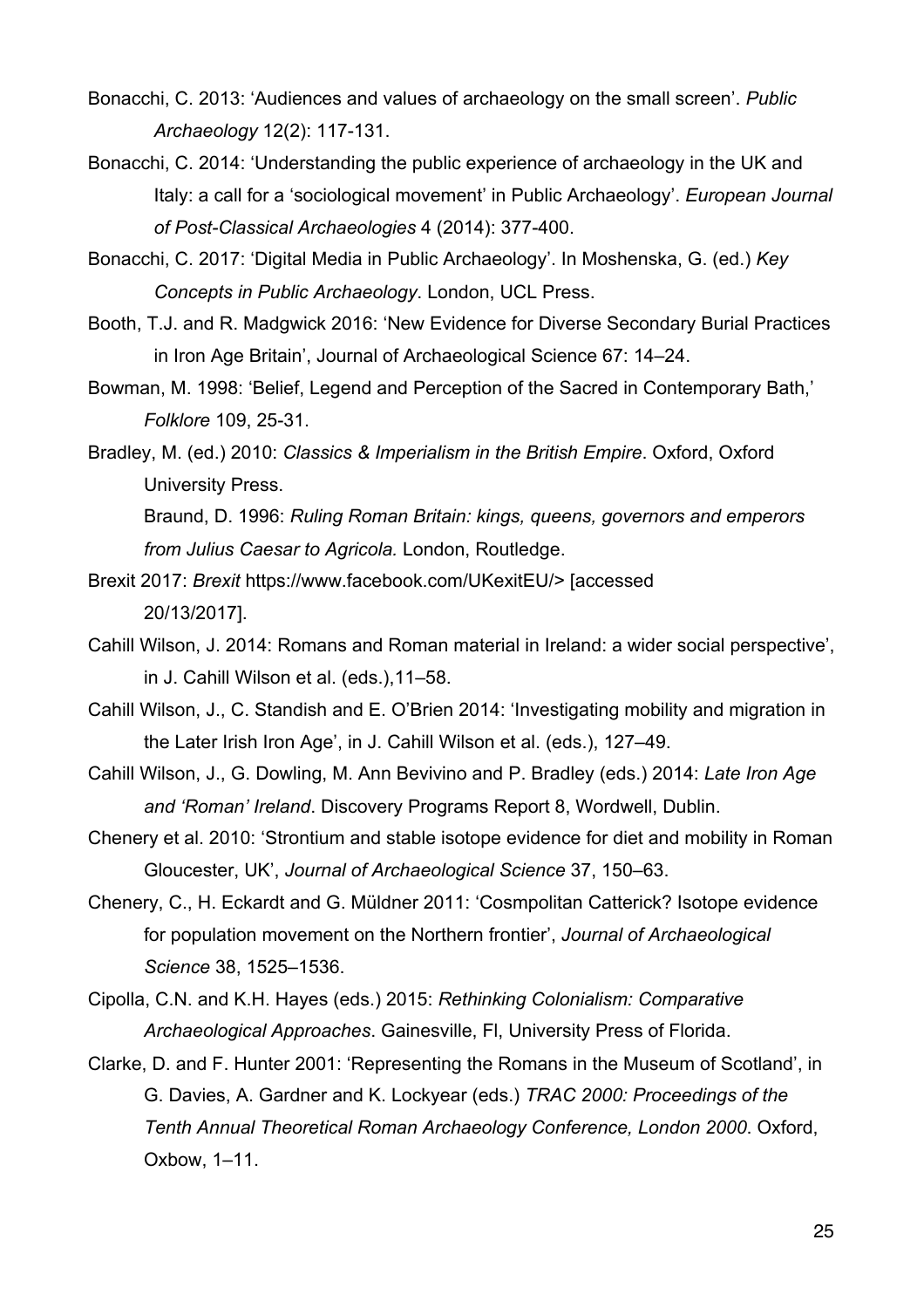Bonacchi, C. 2013: 'Audiences and values of archaeology on the small screen'. *Public Archaeology* 12(2): 117-131.

Bonacchi, C. 2014: 'Understanding the public experience of archaeology in the UK and Italy: a call for a 'sociological movement' in Public Archaeology'. *European Journal of Post-Classical Archaeologies* 4 (2014): 377-400.

Bonacchi, C. 2017: 'Digital Media in Public Archaeology'. In Moshenska, G. (ed.) *Key Concepts in Public Archaeology*. London, UCL Press.

Booth, T.J. and R. Madgwick 2016: 'New Evidence for Diverse Secondary Burial Practices in Iron Age Britain', Journal of Archaeological Science 67: 14–24.

Bowman, M. 1998: 'Belief, Legend and Perception of the Sacred in Contemporary Bath,' *Folklore* 109, 25-31.

Bradley, M. (ed.) 2010: *Classics & Imperialism in the British Empire*. Oxford, Oxford University Press.

Braund, D. 1996: *Ruling Roman Britain: kings, queens, governors and emperors from Julius Caesar to Agricola.* London, Routledge.

Brexit 2017: *Brexit* https://www.facebook.com/UKexitEU/> [accessed 20/13/2017].

Cahill Wilson, J. 2014: Romans and Roman material in Ireland: a wider social perspective', in J. Cahill Wilson et al. (eds.),11–58.

Cahill Wilson, J., C. Standish and E. O'Brien 2014: 'Investigating mobility and migration in the Later Irish Iron Age', in J. Cahill Wilson et al. (eds.), 127–49.

Cahill Wilson, J., G. Dowling, M. Ann Bevivino and P. Bradley (eds.) 2014: *Late Iron Age and 'Roman' Ireland*. Discovery Programs Report 8, Wordwell, Dublin.

Chenery et al. 2010: 'Strontium and stable isotope evidence for diet and mobility in Roman Gloucester, UK', *Journal of Archaeological Science* 37, 150–63.

Chenery, C., H. Eckardt and G. Müldner 2011: 'Cosmpolitan Catterick? Isotope evidence for population movement on the Northern frontier', *Journal of Archaeological Science* 38, 1525–1536.

Cipolla, C.N. and K.H. Hayes (eds.) 2015: *Rethinking Colonialism: Comparative Archaeological Approaches*. Gainesville, Fl, University Press of Florida.

Clarke, D. and F. Hunter 2001: 'Representing the Romans in the Museum of Scotland', in G. Davies, A. Gardner and K. Lockyear (eds.) *TRAC 2000: Proceedings of the Tenth Annual Theoretical Roman Archaeology Conference, London 2000*. Oxford, Oxbow, 1–11.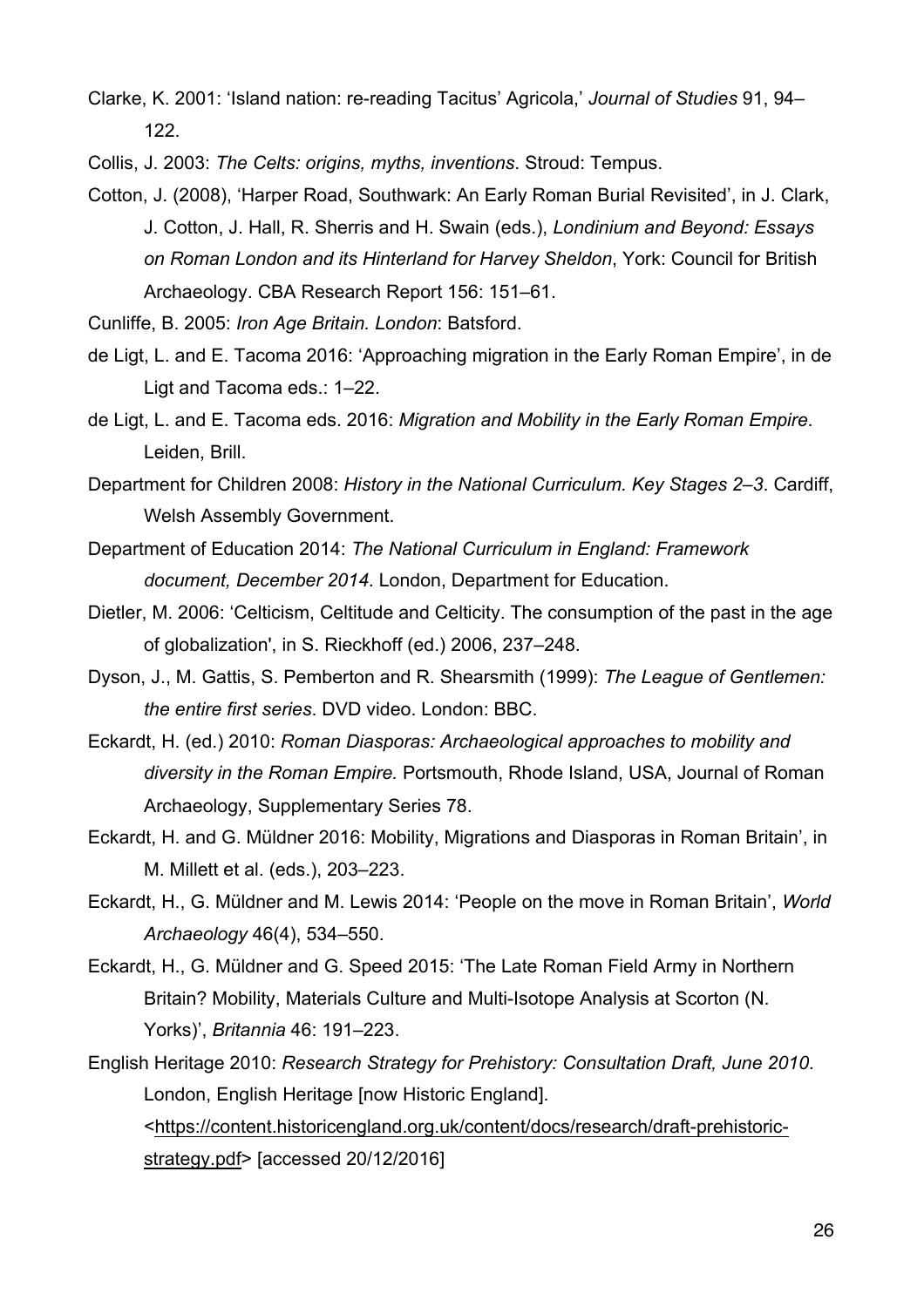Clarke, K. 2001: 'Island nation: re-reading Tacitus' Agricola,' *Journal of Studies* 91, 94–122.

Collis, J. 2003: *The Celts: origins, myths, inventions*. Stroud: Tempus.

Cotton, J. (2008), 'Harper Road, Southwark: An Early Roman Burial Revisited', in J. Clark, J. Cotton, J. Hall, R. Sherris and H. Swain (eds.), *Londinium and Beyond: Essays on Roman London and its Hinterland for Harvey Sheldon*, York: Council for British Archaeology. CBA Research Report 156: 151–61.

Cunliffe, B. 2005: *Iron Age Britain. London*: Batsford.

de Ligt, L. and E. Tacoma 2016: 'Approaching migration in the Early Roman Empire', in de Ligt and Tacoma eds.: 1–22.

de Ligt, L. and E. Tacoma eds. 2016: *Migration and Mobility in the Early Roman Empire*. Leiden, Brill.

Department for Children 2008: *History in the National Curriculum. Key Stages 2–3*. Cardiff, Welsh Assembly Government.

Department of Education 2014: *The National Curriculum in England: Framework document, December 2014*. London, Department for Education.

Dietler, M. 2006: 'Celticism, Celtitude and Celticity. The consumption of the past in the age of globalization', in S. Rieckhoff (ed.) 2006, 237–248.

Dyson, J., M. Gattis, S. Pemberton and R. Shearsmith (1999): *The League of Gentlemen: the entire first series*. DVD video. London: BBC.

Eckardt, H. (ed.) 2010: *Roman Diasporas: Archaeological approaches to mobility and diversity in the Roman Empire.* Portsmouth, Rhode Island, USA, Journal of Roman Archaeology, Supplementary Series 78.

Eckardt, H. and G. Müldner 2016: Mobility, Migrations and Diasporas in Roman Britain', in M. Millett et al. (eds.), 203–223.

Eckardt, H., G. Müldner and M. Lewis 2014: 'People on the move in Roman Britain', *World Archaeology* 46(4), 534–550.

Eckardt, H., G. Müldner and G. Speed 2015: 'The Late Roman Field Army in Northern Britain? Mobility, Materials Culture and Multi-Isotope Analysis at Scorton (N. Yorks)', *Britannia* 46: 191–223.

English Heritage 2010: *Research Strategy for Prehistory: Consultation Draft, June 2010*. London, English Heritage [now Historic England]. <https://content.historicengland.org.uk/content/docs/research/draft-prehistoric-strategy.pdf> [accessed 20/12/2016]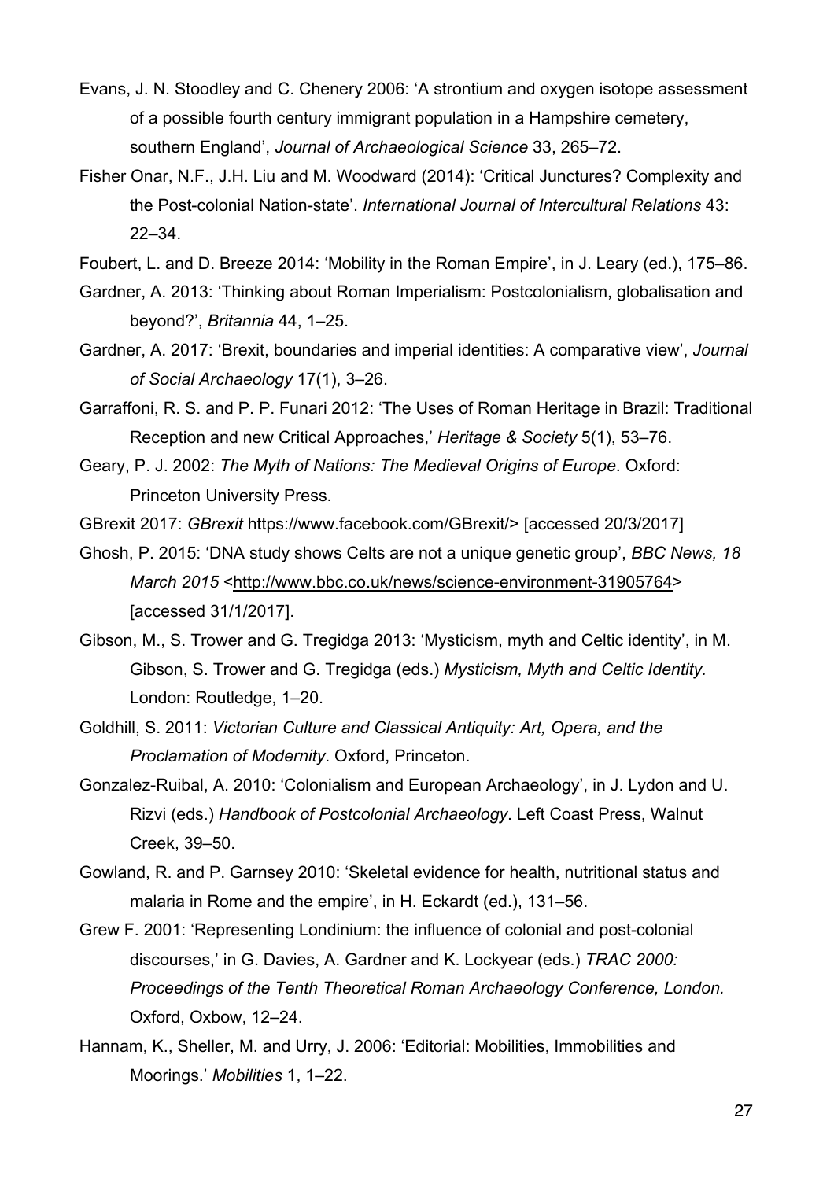Evans, J. N. Stoodley and C. Chenery 2006: 'A strontium and oxygen isotope assessment of a possible fourth century immigrant population in a Hampshire cemetery, southern England', *Journal of Archaeological Science* 33, 265–72.

Fisher Onar, N.F., J.H. Liu and M. Woodward (2014): 'Critical Junctures? Complexity and the Post-colonial Nation-state'. *International Journal of Intercultural Relations* 43: 22–34.

Foubert, L. and D. Breeze 2014: 'Mobility in the Roman Empire', in J. Leary (ed.), 175–86.

Gardner, A. 2013: 'Thinking about Roman Imperialism: Postcolonialism, globalisation and beyond?', *Britannia* 44, 1–25.

Gardner, A. 2017: 'Brexit, boundaries and imperial identities: A comparative view', *Journal of Social Archaeology* 17(1), 3–26.

Garraffoni, R. S. and P. P. Funari 2012: 'The Uses of Roman Heritage in Brazil: Traditional Reception and new Critical Approaches,' *Heritage & Society* 5(1), 53–76.

Geary, P. J. 2002: *The Myth of Nations: The Medieval Origins of Europe*. Oxford: Princeton University Press.

GBrexit 2017: *GBrexit* https://www.facebook.com/GBrexit/> [accessed 20/3/2017]

Ghosh, P. 2015: 'DNA study shows Celts are not a unique genetic group', *BBC News, 18 March 2015* <http://www.bbc.co.uk/news/science-environment-31905764> [accessed 31/1/2017].

Gibson, M., S. Trower and G. Tregidga 2013: 'Mysticism, myth and Celtic identity', in M. Gibson, S. Trower and G. Tregidga (eds.) *Mysticism, Myth and Celtic Identity.* London: Routledge, 1–20.

Goldhill, S. 2011: *Victorian Culture and Classical Antiquity: Art, Opera, and the Proclamation of Modernity*. Oxford, Princeton.

Gonzalez-Ruibal, A. 2010: 'Colonialism and European Archaeology', in J. Lydon and U. Rizvi (eds.) *Handbook of Postcolonial Archaeology*. Left Coast Press, Walnut Creek, 39–50.

Gowland, R. and P. Garnsey 2010: 'Skeletal evidence for health, nutritional status and malaria in Rome and the empire', in H. Eckardt (ed.), 131–56.

Grew F. 2001: 'Representing Londinium: the influence of colonial and post-colonial discourses,' in G. Davies, A. Gardner and K. Lockyear (eds.) *TRAC 2000: Proceedings of the Tenth Theoretical Roman Archaeology Conference, London.* Oxford, Oxbow, 12–24.

Hannam, K., Sheller, M. and Urry, J. 2006: 'Editorial: Mobilities, Immobilities and Moorings.' *Mobilities* 1, 1–22.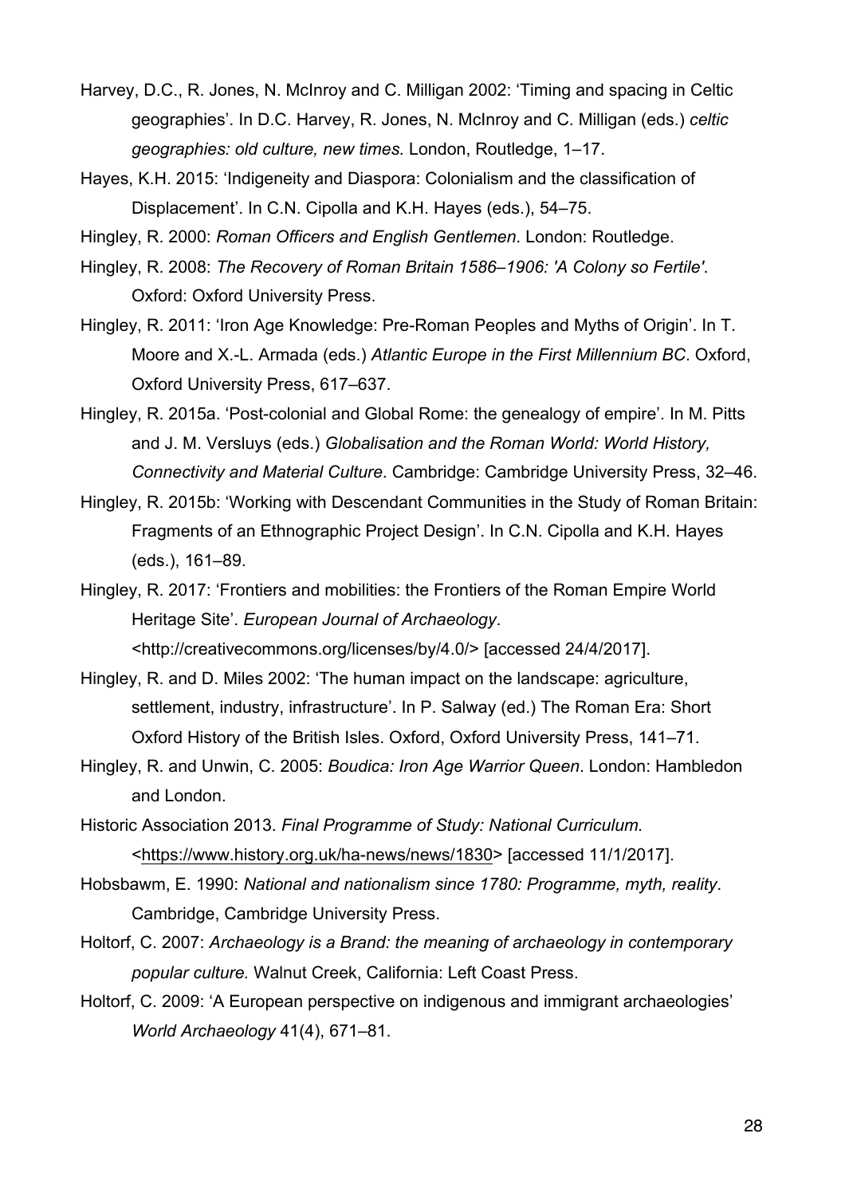Harvey, D.C., R. Jones, N. McInroy and C. Milligan 2002: 'Timing and spacing in Celtic geographies'. In D.C. Harvey, R. Jones, N. McInroy and C. Milligan (eds.) *celtic geographies: old culture, new times.* London, Routledge, 1–17.

Hayes, K.H. 2015: 'Indigeneity and Diaspora: Colonialism and the classification of Displacement'. In C.N. Cipolla and K.H. Hayes (eds.), 54–75.

Hingley, R. 2000: *Roman Officers and English Gentlemen*. London: Routledge.

Hingley, R. 2008: *The Recovery of Roman Britain 1586–1906: 'A Colony so Fertile'*. Oxford: Oxford University Press.

Hingley, R. 2011: 'Iron Age Knowledge: Pre-Roman Peoples and Myths of Origin'. In T. Moore and X.-L. Armada (eds.) *Atlantic Europe in the First Millennium BC*. Oxford, Oxford University Press, 617–637.

Hingley, R. 2015a. 'Post-colonial and Global Rome: the genealogy of empire'. In M. Pitts and J. M. Versluys (eds.) *Globalisation and the Roman World: World History, Connectivity and Material Culture*. Cambridge: Cambridge University Press, 32–46.

Hingley, R. 2015b: 'Working with Descendant Communities in the Study of Roman Britain: Fragments of an Ethnographic Project Design'. In C.N. Cipolla and K.H. Hayes (eds.), 161–89.

Hingley, R. 2017: 'Frontiers and mobilities: the Frontiers of the Roman Empire World Heritage Site'. *European Journal of Archaeology*. <http://creativecommons.org/licenses/by/4.0/> [accessed 24/4/2017].

Hingley, R. and D. Miles 2002: 'The human impact on the landscape: agriculture, settlement, industry, infrastructure'. In P. Salway (ed.) The Roman Era: Short Oxford History of the British Isles. Oxford, Oxford University Press, 141–71.

Hingley, R. and Unwin, C. 2005: *Boudica: Iron Age Warrior Queen*. London: Hambledon and London.

Historic Association 2013. *Final Programme of Study: National Curriculum.* <https://www.history.org.uk/ha-news/news/1830> [accessed 11/1/2017].

Hobsbawm, E. 1990: *National and nationalism since 1780: Programme, myth, reality*. Cambridge, Cambridge University Press.

Holtorf, C. 2007: *Archaeology is a Brand: the meaning of archaeology in contemporary popular culture.* Walnut Creek, California: Left Coast Press.

Holtorf, C. 2009: 'A European perspective on indigenous and immigrant archaeologies' *World Archaeology* 41(4), 671–81.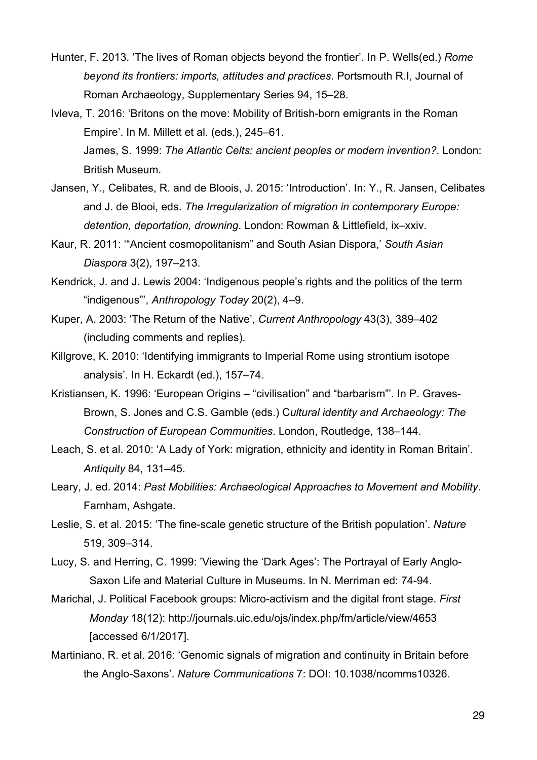Hunter, F. 2013. 'The lives of Roman objects beyond the frontier'. In P. Wells(ed.) *Rome beyond its frontiers: imports, attitudes and practices*. Portsmouth R.I, Journal of Roman Archaeology, Supplementary Series 94, 15–28.

Ivleva, T. 2016: 'Britons on the move: Mobility of British-born emigrants in the Roman Empire'. In M. Millett et al. (eds.), 245–61.

James, S. 1999: *The Atlantic Celts: ancient peoples or modern invention?*. London: British Museum.

Jansen, Y., Celibates, R. and de Bloois, J. 2015: 'Introduction'. In: Y., R. Jansen, Celibates and J. de Blooi, eds. *The Irregularization of migration in contemporary Europe: detention, deportation, drowning*. London: Rowman & Littlefield, ix–xxiv.

Kaur, R. 2011: '"Ancient cosmopolitanism" and South Asian Dispora,' *South Asian Diaspora* 3(2), 197–213.

Kendrick, J. and J. Lewis 2004: 'Indigenous people's rights and the politics of the term "indigenous"', *Anthropology Today* 20(2), 4–9.

Kuper, A. 2003: 'The Return of the Native', *Current Anthropology* 43(3), 389–402 (including comments and replies).

Killgrove, K. 2010: 'Identifying immigrants to Imperial Rome using strontium isotope analysis'. In H. Eckardt (ed.), 157–74.

Kristiansen, K. 1996: 'European Origins – "civilisation" and "barbarism"'. In P. Graves-Brown, S. Jones and C.S. Gamble (eds.) C*ultural identity and Archaeology: The Construction of European Communities*. London, Routledge, 138–144.

Leach, S. et al. 2010: 'A Lady of York: migration, ethnicity and identity in Roman Britain'. *Antiquity* 84, 131–45.

Leary, J. ed. 2014: *Past Mobilities: Archaeological Approaches to Movement and Mobility*. Farnham, Ashgate.

Leslie, S. et al. 2015: 'The fine-scale genetic structure of the British population'. *Nature* 519, 309–314.

Lucy, S. and Herring, C. 1999: 'Viewing the 'Dark Ages': The Portrayal of Early Anglo-Saxon Life and Material Culture in Museums. In N. Merriman ed: 74-94.

Marichal, J. Political Facebook groups: Micro-activism and the digital front stage. *First Monday* 18(12): http://journals.uic.edu/ojs/index.php/fm/article/view/4653 [accessed 6/1/2017].

Martiniano, R. et al. 2016: 'Genomic signals of migration and continuity in Britain before the Anglo-Saxons'. *Nature Communications* 7: DOI: 10.1038/ncomms10326.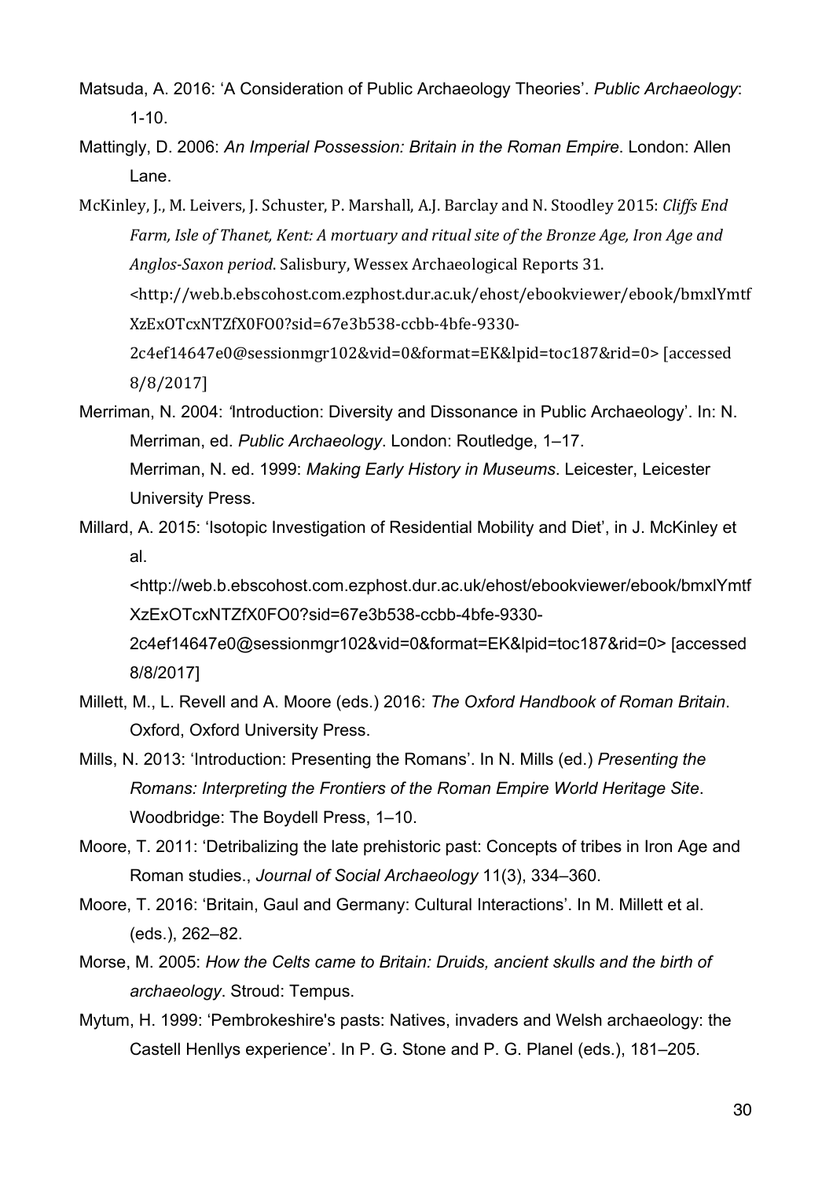Matsuda, A. 2016: 'A Consideration of Public Archaeology Theories'. *Public Archaeology*: 1-10.

Mattingly, D. 2006: *An Imperial Possession: Britain in the Roman Empire*. London: Allen Lane.

McKinley, J., M. Leivers, J. Schuster, P. Marshall, A.J. Barclay and N. Stoodley 2015: *Cliffs End Farm, Isle of Thanet, Kent: A mortuary and ritual site of the Bronze Age, Iron Age and Anglos-Saxon period*. Salisbury, Wessex Archaeological Reports 31. <http://web.b.ebscohost.com.ezphost.dur.ac.uk/ehost/ebookviewer/ebook/bmxlYmtfXzExOTcxNTZfX0FO0?sid=67e3b538-ccbb-4bfe-9330-2c4ef14647e0@sessionmgr102&vid=0&format=EK&lpid=toc187&rid=0> [accessed 8/8/2017]

Merriman, N. 2004: 'Introduction: Diversity and Dissonance in Public Archaeology'. In: N. Merriman, ed. *Public Archaeology*. London: Routledge, 1–17.
Merriman, N. ed. 1999: *Making Early History in Museums*. Leicester, Leicester University Press.

Millard, A. 2015: 'Isotopic Investigation of Residential Mobility and Diet', in J. McKinley et al. <http://web.b.ebscohost.com.ezphost.dur.ac.uk/ehost/ebookviewer/ebook/bmxlYmtfXzExOTcxNTZfX0FO0?sid=67e3b538-ccbb-4bfe-9330-2c4ef14647e0@sessionmgr102&vid=0&format=EK&lpid=toc187&rid=0> [accessed 8/8/2017]

Millett, M., L. Revell and A. Moore (eds.) 2016: *The Oxford Handbook of Roman Britain*. Oxford, Oxford University Press.

Mills, N. 2013: 'Introduction: Presenting the Romans'. In N. Mills (ed.) *Presenting the Romans: Interpreting the Frontiers of the Roman Empire World Heritage Site*. Woodbridge: The Boydell Press, 1–10.

Moore, T. 2011: 'Detribalizing the late prehistoric past: Concepts of tribes in Iron Age and Roman studies., *Journal of Social Archaeology* 11(3), 334–360.

Moore, T. 2016: 'Britain, Gaul and Germany: Cultural Interactions'. In M. Millett et al. (eds.), 262–82.

Morse, M. 2005: *How the Celts came to Britain: Druids, ancient skulls and the birth of archaeology*. Stroud: Tempus.

Mytum, H. 1999: 'Pembrokeshire's pasts: Natives, invaders and Welsh archaeology: the Castell Henllys experience'. In P. G. Stone and P. G. Planel (eds.), 181–205.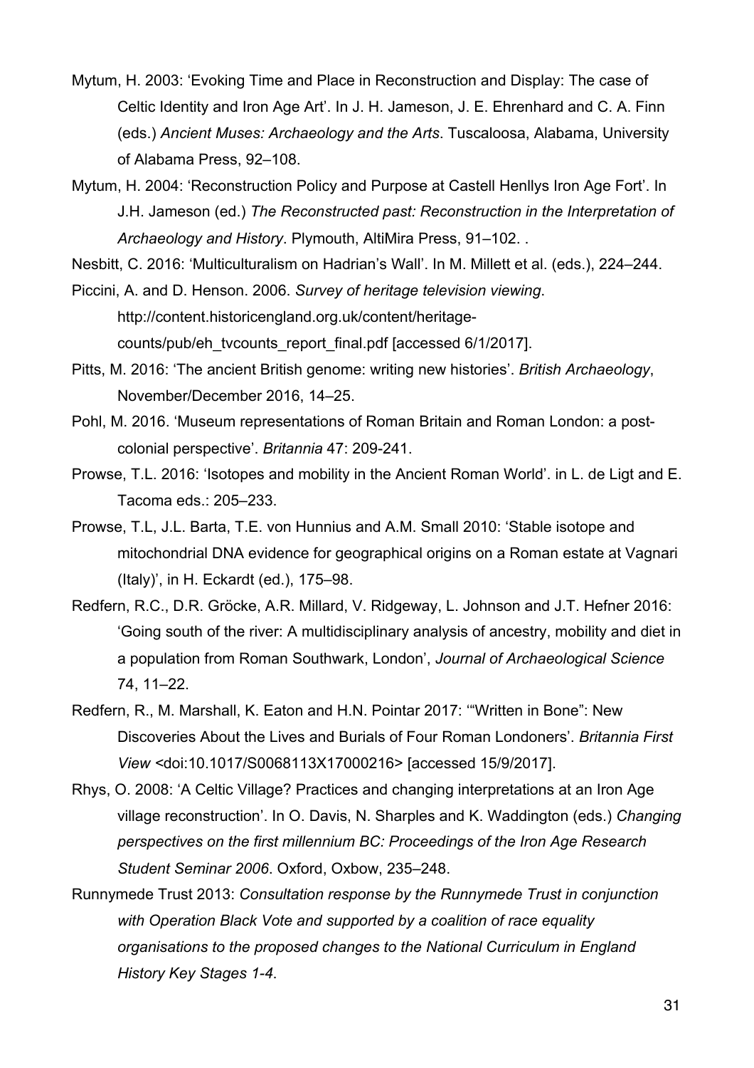Mytum, H. 2003: 'Evoking Time and Place in Reconstruction and Display: The case of Celtic Identity and Iron Age Art'. In J. H. Jameson, J. E. Ehrenhard and C. A. Finn (eds.) *Ancient Muses: Archaeology and the Arts*. Tuscaloosa, Alabama, University of Alabama Press, 92–108.

Mytum, H. 2004: 'Reconstruction Policy and Purpose at Castell Henllys Iron Age Fort'. In J.H. Jameson (ed.) *The Reconstructed past: Reconstruction in the Interpretation of Archaeology and History*. Plymouth, AltiMira Press, 91–102. .

Nesbitt, C. 2016: 'Multiculturalism on Hadrian's Wall'. In M. Millett et al. (eds.), 224–244.

Piccini, A. and D. Henson. 2006. *Survey of heritage television viewing*. http://content.historicengland.org.uk/content/heritage-counts/pub/eh_tvcounts_report_final.pdf [accessed 6/1/2017].

Pitts, M. 2016: 'The ancient British genome: writing new histories'. *British Archaeology*, November/December 2016, 14–25.

Pohl, M. 2016. 'Museum representations of Roman Britain and Roman London: a post-colonial perspective'. *Britannia* 47: 209-241.

Prowse, T.L. 2016: 'Isotopes and mobility in the Ancient Roman World'. in L. de Ligt and E. Tacoma eds.: 205–233.

Prowse, T.L, J.L. Barta, T.E. von Hunnius and A.M. Small 2010: 'Stable isotope and mitochondrial DNA evidence for geographical origins on a Roman estate at Vagnari (Italy)', in H. Eckardt (ed.), 175–98.

Redfern, R.C., D.R. Gröcke, A.R. Millard, V. Ridgeway, L. Johnson and J.T. Hefner 2016: 'Going south of the river: A multidisciplinary analysis of ancestry, mobility and diet in a population from Roman Southwark, London', *Journal of Archaeological Science* 74, 11–22.

Redfern, R., M. Marshall, K. Eaton and H.N. Pointar 2017: '"Written in Bone": New Discoveries About the Lives and Burials of Four Roman Londoners'. *Britannia First View* <doi:10.1017/S0068113X17000216> [accessed 15/9/2017].

Rhys, O. 2008: 'A Celtic Village? Practices and changing interpretations at an Iron Age village reconstruction'. In O. Davis, N. Sharples and K. Waddington (eds.) *Changing perspectives on the first millennium BC: Proceedings of the Iron Age Research Student Seminar 2006*. Oxford, Oxbow, 235–248.

Runnymede Trust 2013: *Consultation response by the Runnymede Trust in conjunction with Operation Black Vote and supported by a coalition of race equality organisations to the proposed changes to the National Curriculum in England History Key Stages 1-4*.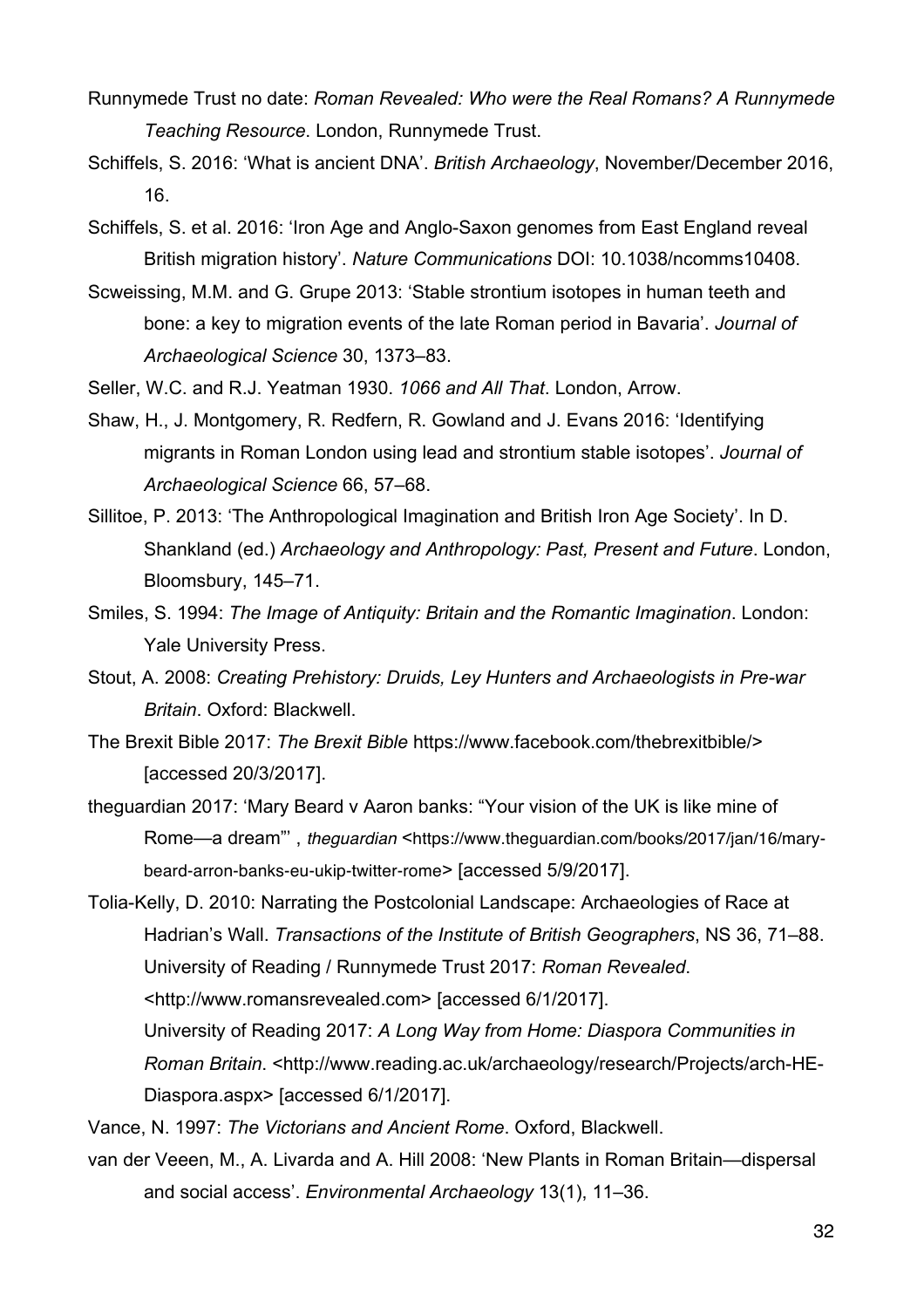Runnymede Trust no date: *Roman Revealed: Who were the Real Romans? A Runnymede Teaching Resource*. London, Runnymede Trust.

Schiffels, S. 2016: 'What is ancient DNA'. *British Archaeology*, November/December 2016, 16.

Schiffels, S. et al. 2016: 'Iron Age and Anglo-Saxon genomes from East England reveal British migration history'. *Nature Communications* DOI: 10.1038/ncomms10408.

Scweissing, M.M. and G. Grupe 2013: 'Stable strontium isotopes in human teeth and bone: a key to migration events of the late Roman period in Bavaria'. *Journal of Archaeological Science* 30, 1373–83.

Seller, W.C. and R.J. Yeatman 1930. *1066 and All That*. London, Arrow.

Shaw, H., J. Montgomery, R. Redfern, R. Gowland and J. Evans 2016: 'Identifying migrants in Roman London using lead and strontium stable isotopes'. *Journal of Archaeological Science* 66, 57–68.

Sillitoe, P. 2013: 'The Anthropological Imagination and British Iron Age Society'. In D. Shankland (ed.) *Archaeology and Anthropology: Past, Present and Future*. London, Bloomsbury, 145–71.

Smiles, S. 1994: *The Image of Antiquity: Britain and the Romantic Imagination*. London: Yale University Press.

Stout, A. 2008: *Creating Prehistory: Druids, Ley Hunters and Archaeologists in Pre-war Britain*. Oxford: Blackwell.

The Brexit Bible 2017: *The Brexit Bible* https://www.facebook.com/thebrexitbible/> [accessed 20/3/2017].

theguardian 2017: 'Mary Beard v Aaron banks: "Your vision of the UK is like mine of Rome—a dream"' , *theguardian* <https://www.theguardian.com/books/2017/jan/16/mary-beard-arron-banks-eu-ukip-twitter-rome> [accessed 5/9/2017].

Tolia-Kelly, D. 2010: Narrating the Postcolonial Landscape: Archaeologies of Race at Hadrian's Wall. *Transactions of the Institute of British Geographers*, NS 36, 71–88. University of Reading / Runnymede Trust 2017: *Roman Revealed*. <http://www.romansrevealed.com> [accessed 6/1/2017]. University of Reading 2017: *A Long Way from Home: Diaspora Communities in Roman Britain*. <http://www.reading.ac.uk/archaeology/research/Projects/arch-HE-Diaspora.aspx> [accessed 6/1/2017].

Vance, N. 1997: *The Victorians and Ancient Rome*. Oxford, Blackwell.

van der Veeen, M., A. Livarda and A. Hill 2008: 'New Plants in Roman Britain—dispersal and social access'. *Environmental Archaeology* 13(1), 11–36.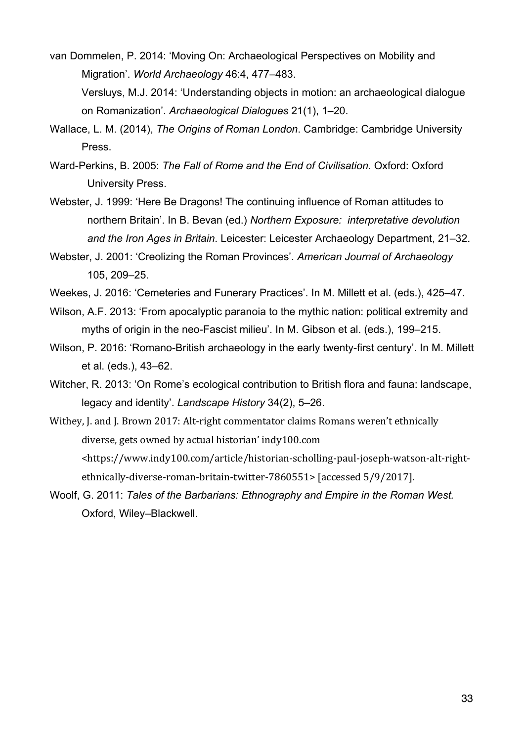van Dommelen, P. 2014: 'Moving On: Archaeological Perspectives on Mobility and Migration'. *World Archaeology* 46:4, 477–483.

Versluys, M.J. 2014: 'Understanding objects in motion: an archaeological dialogue on Romanization'. *Archaeological Dialogues* 21(1), 1–20.

Wallace, L. M. (2014), *The Origins of Roman London*. Cambridge: Cambridge University Press.

Ward-Perkins, B. 2005: *The Fall of Rome and the End of Civilisation.* Oxford: Oxford University Press.

Webster, J. 1999: 'Here Be Dragons! The continuing influence of Roman attitudes to northern Britain'. In B. Bevan (ed.) *Northern Exposure: interpretative devolution and the Iron Ages in Britain*. Leicester: Leicester Archaeology Department, 21–32.

Webster, J. 2001: 'Creolizing the Roman Provinces'. *American Journal of Archaeology* 105, 209–25.

Weekes, J. 2016: 'Cemeteries and Funerary Practices'. In M. Millett et al. (eds.), 425–47.

Wilson, A.F. 2013: 'From apocalyptic paranoia to the mythic nation: political extremity and myths of origin in the neo-Fascist milieu'. In M. Gibson et al. (eds.), 199–215.

Wilson, P. 2016: 'Romano-British archaeology in the early twenty-first century'. In M. Millett et al. (eds.), 43–62.

Witcher, R. 2013: 'On Rome's ecological contribution to British flora and fauna: landscape, legacy and identity'. *Landscape History* 34(2), 5–26.

Withey, J. and J. Brown 2017: Alt-right commentator claims Romans weren't ethnically diverse, gets owned by actual historian' indy100.com <https://www.indy100.com/article/historian-scholling-paul-joseph-watson-alt-right-ethnically-diverse-roman-britain-twitter-7860551> [accessed 5/9/2017].

Woolf, G. 2011: *Tales of the Barbarians: Ethnography and Empire in the Roman West.* Oxford, Wiley–Blackwell.